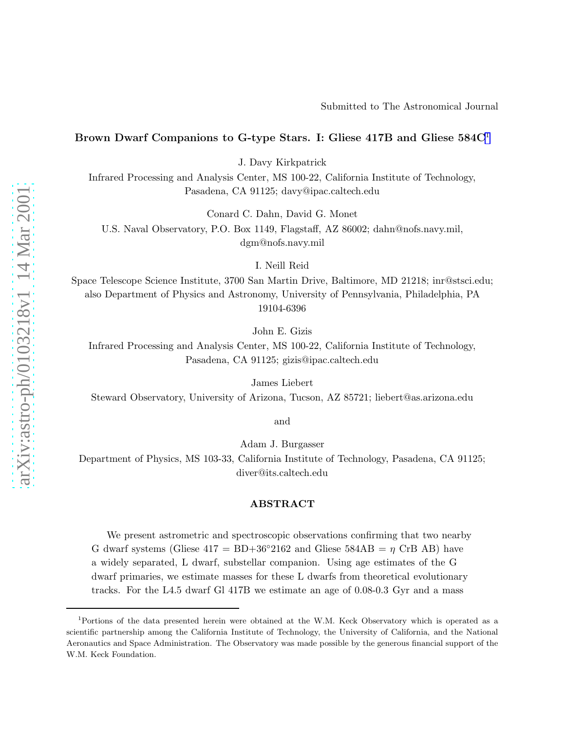Submitted to The Astronomical Journal

# Brown Dwarf Companions to G-type Stars. I: Gliese 417B and Gliese 584C[1]

J. Davy Kirkpatrick

Infrared Processing and Analysis Center, MS 100-22, California Institute of Technology, Pasadena, CA 91125; davy@ipac.caltech.edu

Conard C. Dahn, David G. Monet

U.S. Naval Observatory, P.O. Box 1149, Flagstaff, AZ 86002; dahn@nofs.navy.mil, dgm@nofs.navy.mil

I. Neill Reid

Space Telescope Science Institute, 3700 San Martin Drive, Baltimore, MD 21218; inr@stsci.edu; also Department of Physics and Astronomy, University of Pennsylvania, Philadelphia, PA 19104-6396

John E. Gizis

Infrared Processing and Analysis Center, MS 100-22, California Institute of Technology, Pasadena, CA 91125; gizis@ipac.caltech.edu

James Liebert

Steward Observatory, University of Arizona, Tucson, AZ 85721; liebert@as.arizona.edu

and

Adam J. Burgasser

Department of Physics, MS 103-33, California Institute of Technology, Pasadena, CA 91125; diver@its.caltech.edu

## ABSTRACT

We present astrometric and spectroscopic observations confirming that two nearby G dwarf systems (Gliese 417 = BD+36°2162 and Gliese 584AB = $\eta$ CrB AB) have a widely separated, L dwarf, substellar companion. Using age estimates of the G dwarf primaries, we estimate masses for these L dwarfs from theoretical evolutionary tracks. For the L4.5 dwarf Gl 417B we estimate an age of 0.08-0.3 Gyr and a mass

[1]Portions of the data presented herein were obtained at the W.M. Keck Observatory which is operated as a scientific partnership among the California Institute of Technology, the University of California, and the National Aeronautics and Space Administration. The Observatory was made possible by the generous financial support of the W.M. Keck Foundation.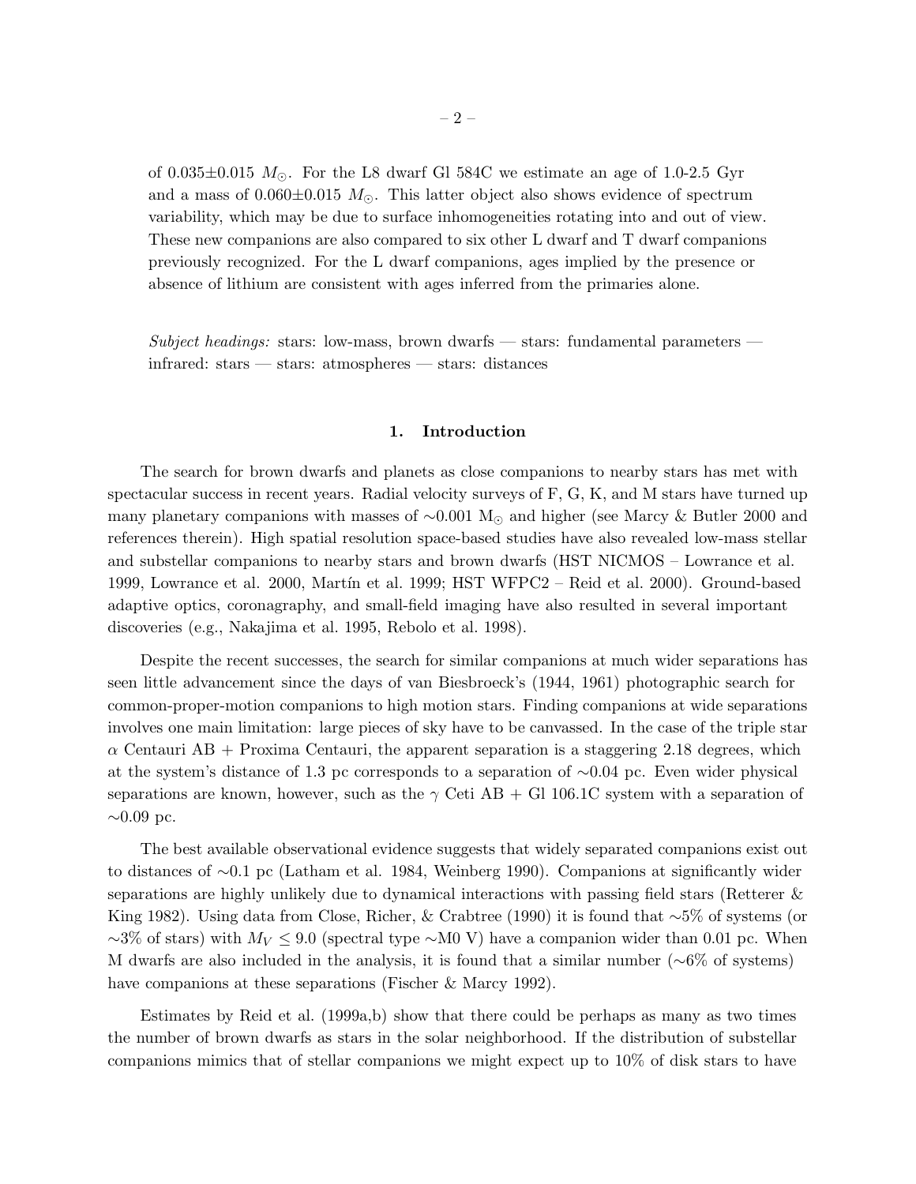of 0.035±0.015 $M_{\odot}$. For the L8 dwarf Gl 584C we estimate an age of 1.0-2.5 Gyr and a mass of 0.060±0.015 $M_{\odot}$. This latter object also shows evidence of spectrum variability, which may be due to surface inhomogeneities rotating into and out of view. These new companions are also compared to six other L dwarf and T dwarf companions previously recognized. For the L dwarf companions, ages implied by the presence or absence of lithium are consistent with ages inferred from the primaries alone.

*Subject headings:* stars: low-mass, brown dwarfs — stars: fundamental parameters — infrared: stars — stars: atmospheres — stars: distances

## 1. Introduction

The search for brown dwarfs and planets as close companions to nearby stars has met with spectacular success in recent years. Radial velocity surveys of F, G, K, and M stars have turned up many planetary companions with masses of ∼0.001 $M_{\odot}$ and higher (see Marcy & Butler 2000 and references therein). High spatial resolution space-based studies have also revealed low-mass stellar and substellar companions to nearby stars and brown dwarfs (HST NICMOS – Lowrance et al. 1999, Lowrance et al. 2000, Martín et al. 1999; HST WFPC2 – Reid et al. 2000). Ground-based adaptive optics, coronagraphy, and small-field imaging have also resulted in several important discoveries (e.g., Nakajima et al. 1995, Rebolo et al. 1998).

Despite the recent successes, the search for similar companions at much wider separations has seen little advancement since the days of van Biesbroeck's (1944, 1961) photographic search for common-proper-motion companions to high motion stars. Finding companions at wide separations involves one main limitation: large pieces of sky have to be canvassed. In the case of the triple star $\alpha$ Centauri AB + Proxima Centauri, the apparent separation is a staggering 2.18 degrees, which at the system's distance of 1.3 pc corresponds to a separation of ∼0.04 pc. Even wider physical separations are known, however, such as the $\gamma$ Ceti AB + Gl 106.1C system with a separation of ∼0.09 pc.

The best available observational evidence suggests that widely separated companions exist out to distances of ∼0.1 pc (Latham et al. 1984, Weinberg 1990). Companions at significantly wider separations are highly unlikely due to dynamical interactions with passing field stars (Retterer & King 1982). Using data from Close, Richer, & Crabtree (1990) it is found that ∼5% of systems (or ∼3% of stars) with $M_V \leq 9.0$ (spectral type ∼M0 V) have a companion wider than 0.01 pc. When M dwarfs are also included in the analysis, it is found that a similar number (∼6% of systems) have companions at these separations (Fischer & Marcy 1992).

Estimates by Reid et al. (1999a,b) show that there could be perhaps as many as two times the number of brown dwarfs as stars in the solar neighborhood. If the distribution of substellar companions mimics that of stellar companions we might expect up to 10% of disk stars to have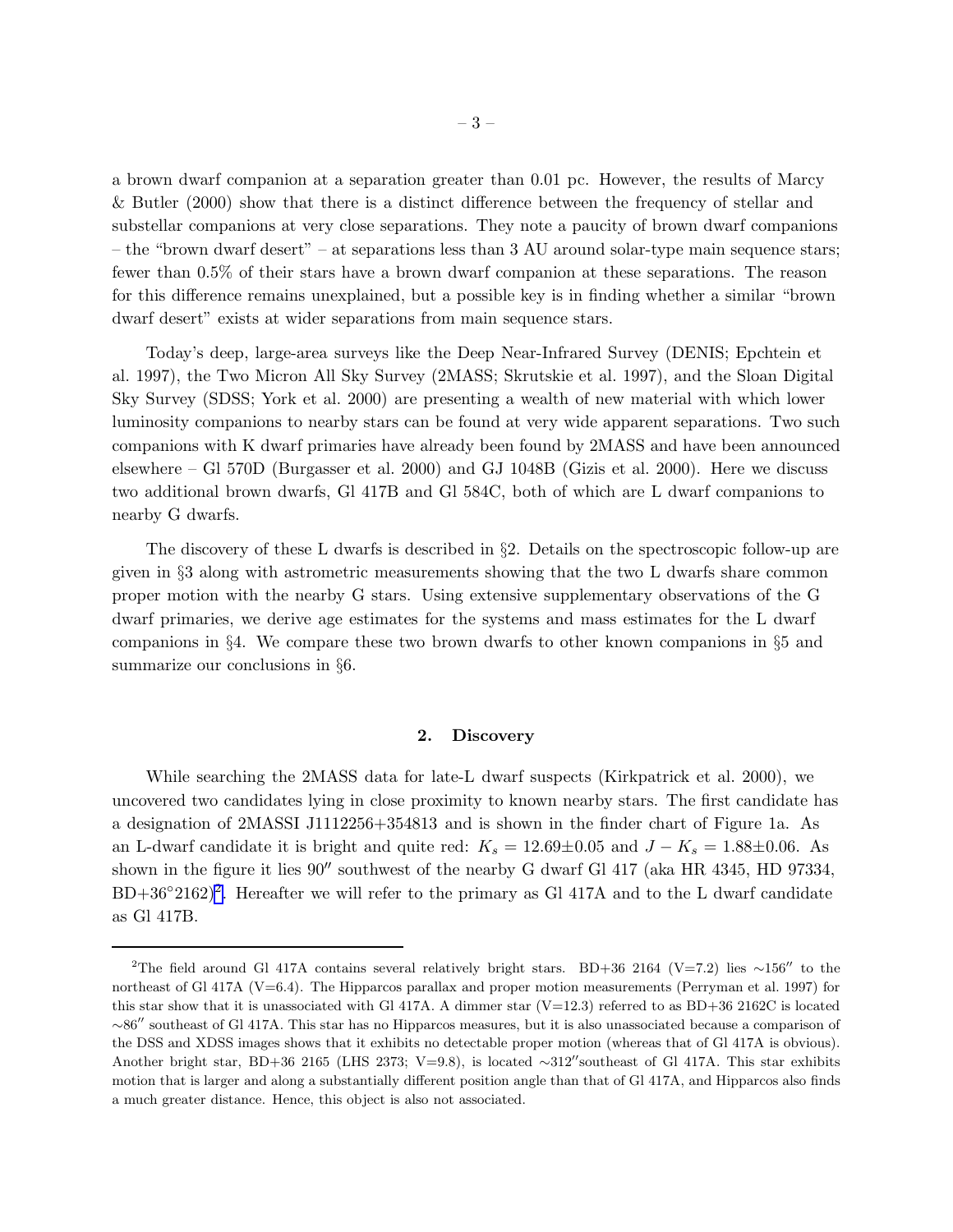a brown dwarf companion at a separation greater than 0.01 pc. However, the results of Marcy & Butler (2000) show that there is a distinct difference between the frequency of stellar and substellar companions at very close separations. They note a paucity of brown dwarf companions – the "brown dwarf desert" – at separations less than 3 AU around solar-type main sequence stars; fewer than 0.5% of their stars have a brown dwarf companion at these separations. The reason for this difference remains unexplained, but a possible key is in finding whether a similar "brown dwarf desert" exists at wider separations from main sequence stars.

Today's deep, large-area surveys like the Deep Near-Infrared Survey (DENIS; Epchtein et al. 1997), the Two Micron All Sky Survey (2MASS; Skrutskie et al. 1997), and the Sloan Digital Sky Survey (SDSS; York et al. 2000) are presenting a wealth of new material with which lower luminosity companions to nearby stars can be found at very wide apparent separations. Two such companions with K dwarf primaries have already been found by 2MASS and have been announced elsewhere – Gl 570D (Burgasser et al. 2000) and GJ 1048B (Gizis et al. 2000). Here we discuss two additional brown dwarfs, Gl 417B and Gl 584C, both of which are L dwarf companions to nearby G dwarfs.

The discovery of these L dwarfs is described in §2. Details on the spectroscopic follow-up are given in §3 along with astrometric measurements showing that the two L dwarfs share common proper motion with the nearby G stars. Using extensive supplementary observations of the G dwarf primaries, we derive age estimates for the systems and mass estimates for the L dwarf companions in §4. We compare these two brown dwarfs to other known companions in §5 and summarize our conclusions in §6.

## 2. Discovery

While searching the 2MASS data for late-L dwarf suspects (Kirkpatrick et al. 2000), we uncovered two candidates lying in close proximity to known nearby stars. The first candidate has a designation of 2MASSI J1112256+354813 and is shown in the finder chart of Figure 1a. As an L-dwarf candidate it is bright and quite red: $K_s = 12.69 \pm 0.05$ and $J - K_s = 1.88 \pm 0.06$. As shown in the figure it lies 90″ southwest of the nearby G dwarf Gl 417 (aka HR 4345, HD 97334, BD+36°2162)[2]. Hereafter we will refer to the primary as Gl 417A and to the L dwarf candidate as Gl 417B.

[2]The field around Gl 417A contains several relatively bright stars. BD+36 2164 (V=7.2) lies ∼156″ to the northeast of Gl 417A (V=6.4). The Hipparcos parallax and proper motion measurements (Perryman et al. 1997) for this star show that it is unassociated with Gl 417A. A dimmer star (V=12.3) referred to as BD+36 2162C is located ∼86″ southeast of Gl 417A. This star has no Hipparcos measures, but it is also unassociated because a comparison of the DSS and XDSS images shows that it exhibits no detectable proper motion (whereas that of Gl 417A is obvious). Another bright star, BD+36 2165 (LHS 2373; V=9.8), is located ∼312″southeast of Gl 417A. This star exhibits motion that is larger and along a substantially different position angle than that of Gl 417A, and Hipparcos also finds a much greater distance. Hence, this object is also not associated.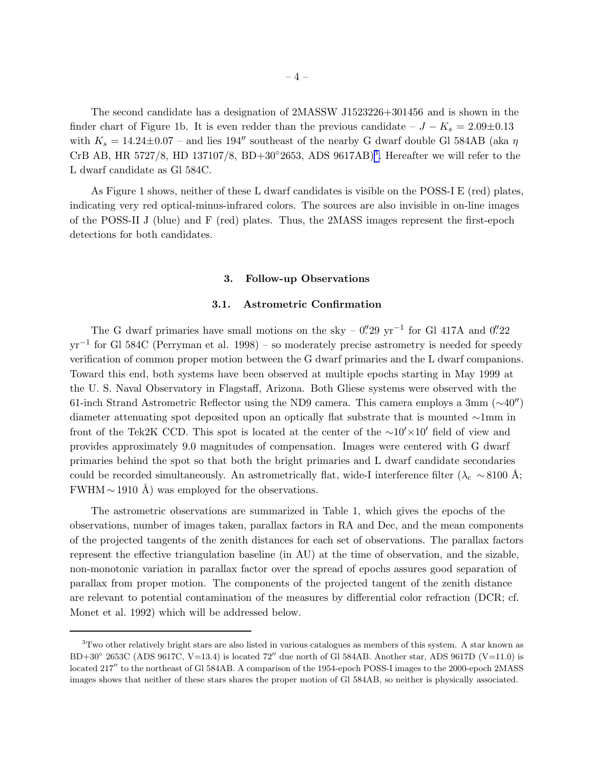The second candidate has a designation of 2MASSW J1523226+301456 and is shown in the finder chart of Figure 1b. It is even redder than the previous candidate – $J - K_s = 2.09 \pm 0.13$ with $K_s = 14.24 \pm 0.07$ – and lies $194''$ southeast of the nearby G dwarf double Gl 584AB (aka $\eta$ CrB AB, HR 5727/8, HD 137107/8, BD+30°2653, ADS 9617AB)[3]. Hereafter we will refer to the L dwarf candidate as Gl 584C.

As Figure 1 shows, neither of these L dwarf candidates is visible on the POSS-I E (red) plates, indicating very red optical-minus-infrared colors. The sources are also invisible in on-line images of the POSS-II J (blue) and F (red) plates. Thus, the 2MASS images represent the first-epoch detections for both candidates.

## 3. Follow-up Observations

### 3.1. Astrometric Confirmation

The G dwarf primaries have small motions on the sky – $0\farcs29$ yr$^{-1}$ for Gl 417A and $0\farcs22$ yr$^{-1}$ for Gl 584C (Perryman et al. 1998) – so moderately precise astrometry is needed for speedy verification of common proper motion between the G dwarf primaries and the L dwarf companions. Toward this end, both systems have been observed at multiple epochs starting in May 1999 at the U. S. Naval Observatory in Flagstaff, Arizona. Both Gliese systems were observed with the 61-inch Strand Astrometric Reflector using the ND9 camera. This camera employs a 3mm ($\sim 40''$) diameter attenuating spot deposited upon an optically flat substrate that is mounted $\sim$1mm in front of the Tek2K CCD. This spot is located at the center of the $\sim 10' \times 10'$ field of view and provides approximately 9.0 magnitudes of compensation. Images were centered with G dwarf primaries behind the spot so that both the bright primaries and L dwarf candidate secondaries could be recorded simultaneously. An astrometrically flat, wide-I interference filter ($\lambda_c \sim 8100$ Å; FWHM$\sim 1910$ Å) was employed for the observations.

The astrometric observations are summarized in Table 1, which gives the epochs of the observations, number of images taken, parallax factors in RA and Dec, and the mean components of the projected tangents of the zenith distances for each set of observations. The parallax factors represent the effective triangulation baseline (in AU) at the time of observation, and the sizable, non-monotonic variation in parallax factor over the spread of epochs assures good separation of parallax from proper motion. The components of the projected tangent of the zenith distance are relevant to potential contamination of the measures by differential color refraction (DCR; cf. Monet et al. 1992) which will be addressed below.

---

[3] Two other relatively bright stars are also listed in various catalogues as members of this system. A star known as BD+30° 2653C (ADS 9617C, V=13.4) is located $72''$ due north of Gl 584AB. Another star, ADS 9617D (V=11.0) is located $217''$ to the northeast of Gl 584AB. A comparison of the 1954-epoch POSS-I images to the 2000-epoch 2MASS images shows that neither of these stars shares the proper motion of Gl 584AB, so neither is physically associated.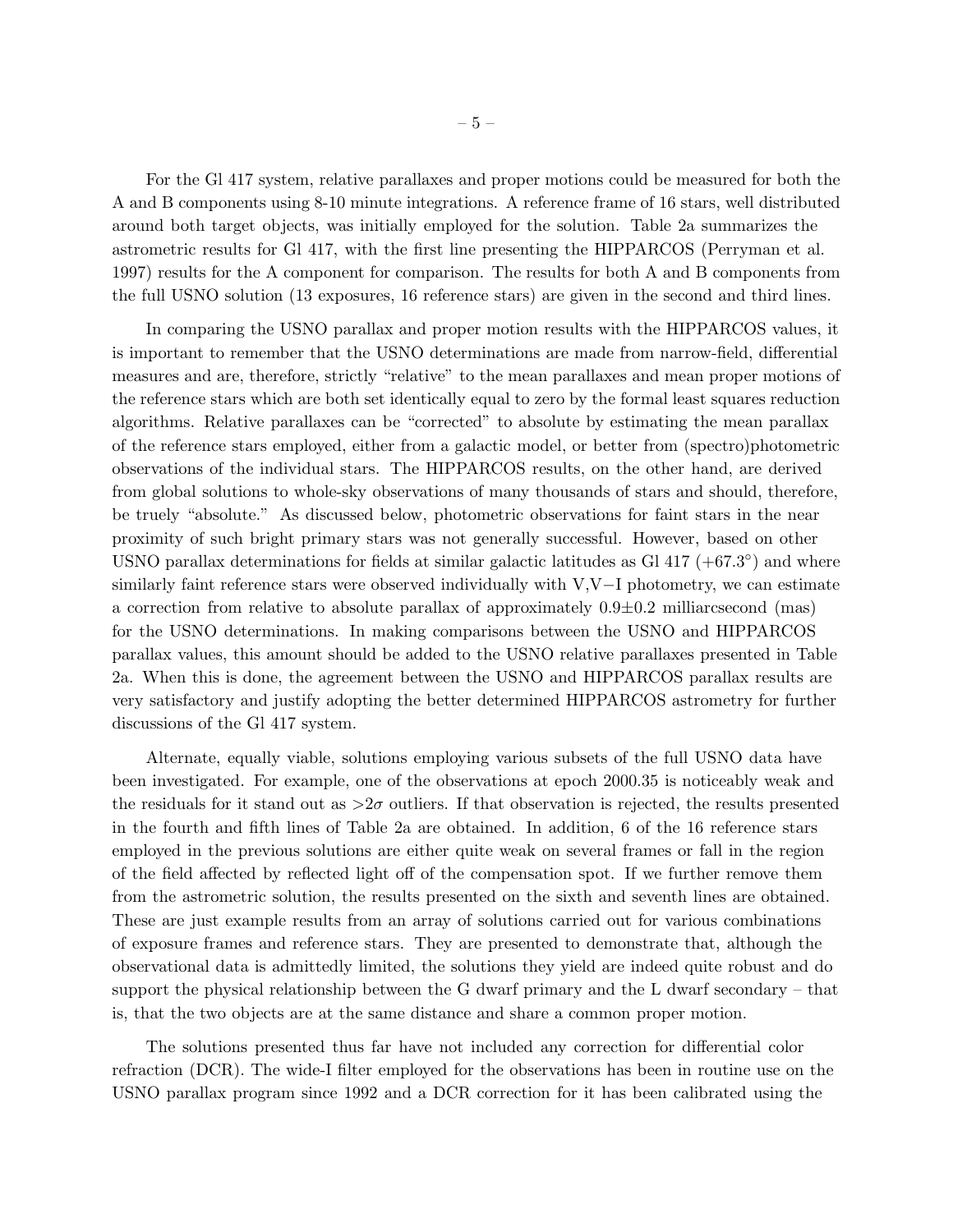For the Gl 417 system, relative parallaxes and proper motions could be measured for both the A and B components using 8-10 minute integrations. A reference frame of 16 stars, well distributed around both target objects, was initially employed for the solution. Table 2a summarizes the astrometric results for Gl 417, with the first line presenting the HIPPARCOS (Perryman et al. 1997) results for the A component for comparison. The results for both A and B components from the full USNO solution (13 exposures, 16 reference stars) are given in the second and third lines.

In comparing the USNO parallax and proper motion results with the HIPPARCOS values, it is important to remember that the USNO determinations are made from narrow-field, differential measures and are, therefore, strictly "relative" to the mean parallaxes and mean proper motions of the reference stars which are both set identically equal to zero by the formal least squares reduction algorithms. Relative parallaxes can be "corrected" to absolute by estimating the mean parallax of the reference stars employed, either from a galactic model, or better from (spectro)photometric observations of the individual stars. The HIPPARCOS results, on the other hand, are derived from global solutions to whole-sky observations of many thousands of stars and should, therefore, be truely "absolute." As discussed below, photometric observations for faint stars in the near proximity of such bright primary stars was not generally successful. However, based on other USNO parallax determinations for fields at similar galactic latitudes as Gl 417 ($+67.3^{\circ}$) and where similarly faint reference stars were observed individually with V,V−I photometry, we can estimate a correction from relative to absolute parallax of approximately $0.9 \pm 0.2$ milliarcsecond (mas) for the USNO determinations. In making comparisons between the USNO and HIPPARCOS parallax values, this amount should be added to the USNO relative parallaxes presented in Table 2a. When this is done, the agreement between the USNO and HIPPARCOS parallax results are very satisfactory and justify adopting the better determined HIPPARCOS astrometry for further discussions of the Gl 417 system.

Alternate, equally viable, solutions employing various subsets of the full USNO data have been investigated. For example, one of the observations at epoch 2000.35 is noticeably weak and the residuals for it stand out as $>2\sigma$ outliers. If that observation is rejected, the results presented in the fourth and fifth lines of Table 2a are obtained. In addition, 6 of the 16 reference stars employed in the previous solutions are either quite weak on several frames or fall in the region of the field affected by reflected light off of the compensation spot. If we further remove them from the astrometric solution, the results presented on the sixth and seventh lines are obtained. These are just example results from an array of solutions carried out for various combinations of exposure frames and reference stars. They are presented to demonstrate that, although the observational data is admittedly limited, the solutions they yield are indeed quite robust and do support the physical relationship between the G dwarf primary and the L dwarf secondary – that is, that the two objects are at the same distance and share a common proper motion.

The solutions presented thus far have not included any correction for differential color refraction (DCR). The wide-I filter employed for the observations has been in routine use on the USNO parallax program since 1992 and a DCR correction for it has been calibrated using the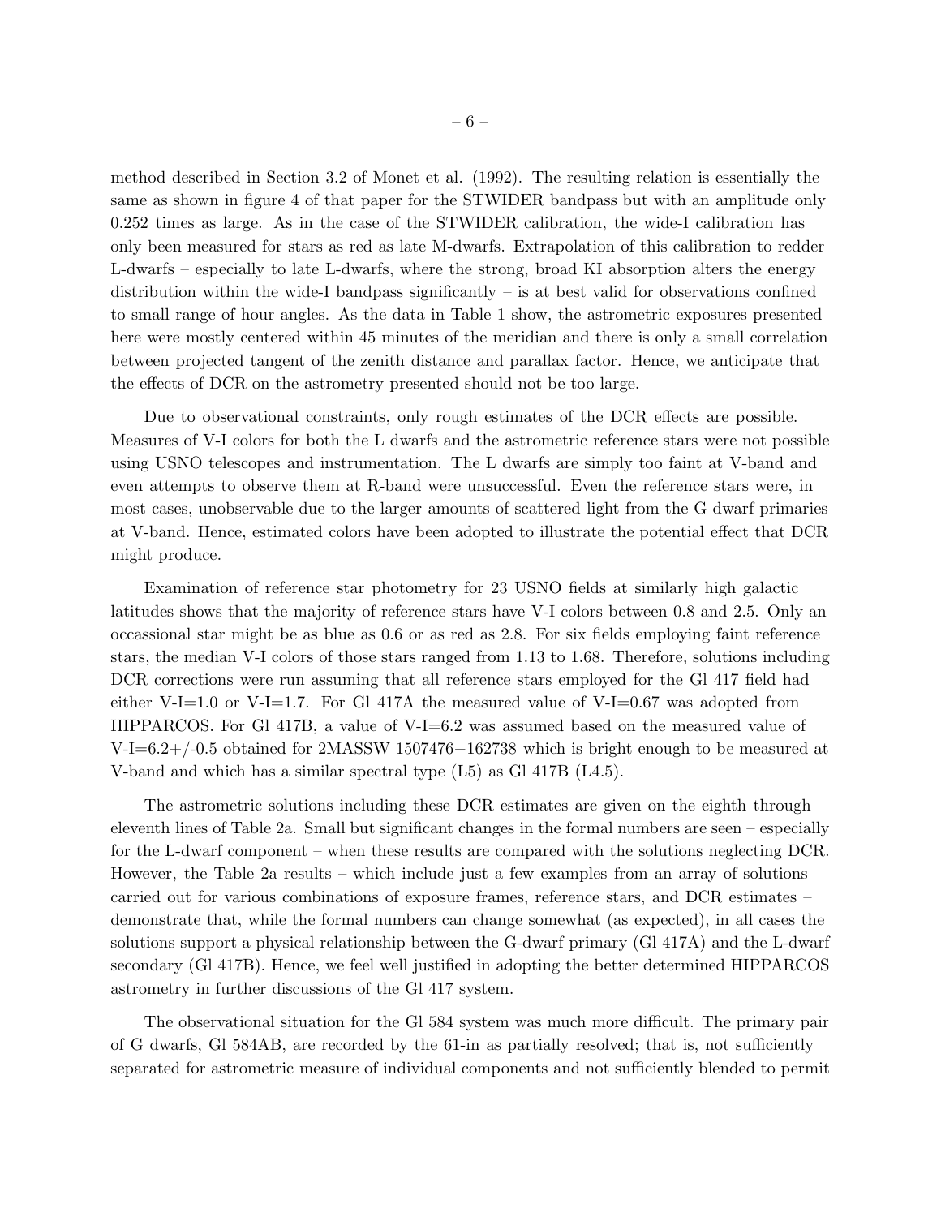method described in Section 3.2 of Monet et al. (1992). The resulting relation is essentially the same as shown in figure 4 of that paper for the STWIDER bandpass but with an amplitude only 0.252 times as large. As in the case of the STWIDER calibration, the wide-I calibration has only been measured for stars as red as late M-dwarfs. Extrapolation of this calibration to redder L-dwarfs – especially to late L-dwarfs, where the strong, broad KI absorption alters the energy distribution within the wide-I bandpass significantly – is at best valid for observations confined to small range of hour angles. As the data in Table 1 show, the astrometric exposures presented here were mostly centered within 45 minutes of the meridian and there is only a small correlation between projected tangent of the zenith distance and parallax factor. Hence, we anticipate that the effects of DCR on the astrometry presented should not be too large.

Due to observational constraints, only rough estimates of the DCR effects are possible. Measures of V-I colors for both the L dwarfs and the astrometric reference stars were not possible using USNO telescopes and instrumentation. The L dwarfs are simply too faint at V-band and even attempts to observe them at R-band were unsuccessful. Even the reference stars were, in most cases, unobservable due to the larger amounts of scattered light from the G dwarf primaries at V-band. Hence, estimated colors have been adopted to illustrate the potential effect that DCR might produce.

Examination of reference star photometry for 23 USNO fields at similarly high galactic latitudes shows that the majority of reference stars have V-I colors between 0.8 and 2.5. Only an occassional star might be as blue as 0.6 or as red as 2.8. For six fields employing faint reference stars, the median V-I colors of those stars ranged from 1.13 to 1.68. Therefore, solutions including DCR corrections were run assuming that all reference stars employed for the Gl 417 field had either V-I=1.0 or V-I=1.7. For Gl 417A the measured value of V-I=0.67 was adopted from HIPPARCOS. For Gl 417B, a value of V-I=6.2 was assumed based on the measured value of V-I=6.2+/-0.5 obtained for 2MASSW 1507476−162738 which is bright enough to be measured at V-band and which has a similar spectral type (L5) as Gl 417B (L4.5).

The astrometric solutions including these DCR estimates are given on the eighth through eleventh lines of Table 2a. Small but significant changes in the formal numbers are seen – especially for the L-dwarf component – when these results are compared with the solutions neglecting DCR. However, the Table 2a results – which include just a few examples from an array of solutions carried out for various combinations of exposure frames, reference stars, and DCR estimates – demonstrate that, while the formal numbers can change somewhat (as expected), in all cases the solutions support a physical relationship between the G-dwarf primary (Gl 417A) and the L-dwarf secondary (Gl 417B). Hence, we feel well justified in adopting the better determined HIPPARCOS astrometry in further discussions of the Gl 417 system.

The observational situation for the Gl 584 system was much more difficult. The primary pair of G dwarfs, Gl 584AB, are recorded by the 61-in as partially resolved; that is, not sufficiently separated for astrometric measure of individual components and not sufficiently blended to permit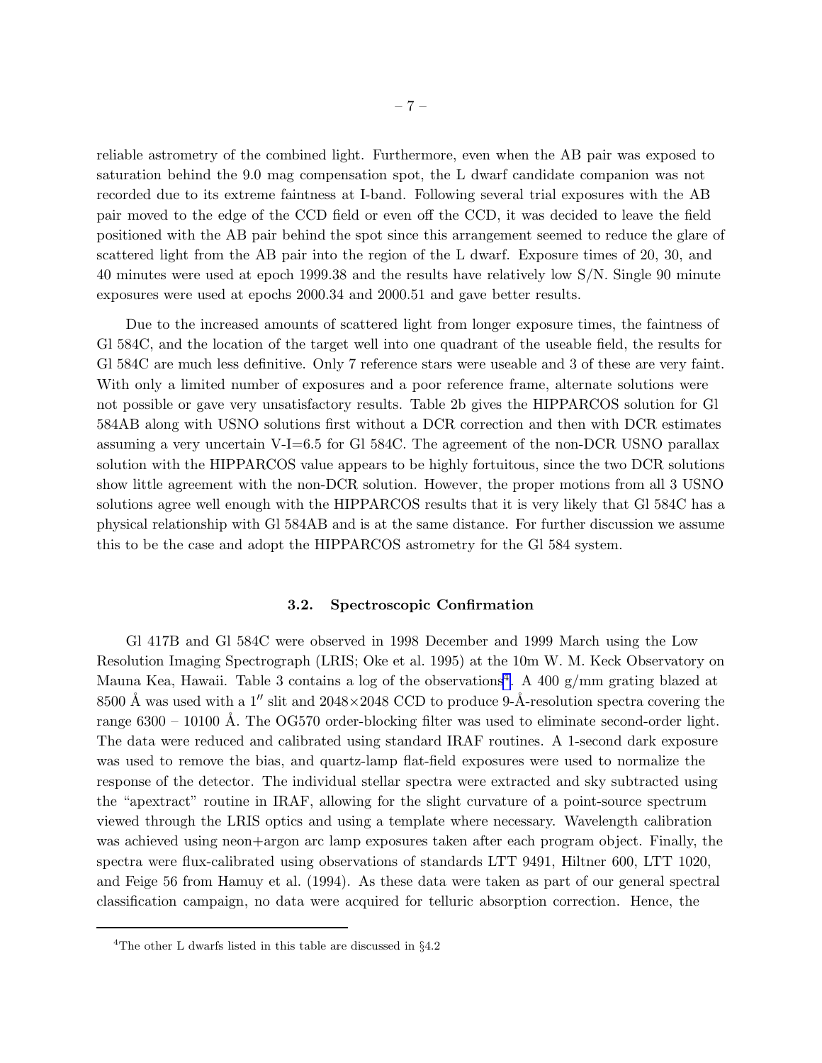reliable astrometry of the combined light. Furthermore, even when the AB pair was exposed to saturation behind the 9.0 mag compensation spot, the L dwarf candidate companion was not recorded due to its extreme faintness at I-band. Following several trial exposures with the AB pair moved to the edge of the CCD field or even off the CCD, it was decided to leave the field positioned with the AB pair behind the spot since this arrangement seemed to reduce the glare of scattered light from the AB pair into the region of the L dwarf. Exposure times of 20, 30, and 40 minutes were used at epoch 1999.38 and the results have relatively low S/N. Single 90 minute exposures were used at epochs 2000.34 and 2000.51 and gave better results.

Due to the increased amounts of scattered light from longer exposure times, the faintness of Gl 584C, and the location of the target well into one quadrant of the useable field, the results for Gl 584C are much less definitive. Only 7 reference stars were useable and 3 of these are very faint. With only a limited number of exposures and a poor reference frame, alternate solutions were not possible or gave very unsatisfactory results. Table 2b gives the HIPPARCOS solution for Gl 584AB along with USNO solutions first without a DCR correction and then with DCR estimates assuming a very uncertain V-I=6.5 for Gl 584C. The agreement of the non-DCR USNO parallax solution with the HIPPARCOS value appears to be highly fortuitous, since the two DCR solutions show little agreement with the non-DCR solution. However, the proper motions from all 3 USNO solutions agree well enough with the HIPPARCOS results that it is very likely that Gl 584C has a physical relationship with Gl 584AB and is at the same distance. For further discussion we assume this to be the case and adopt the HIPPARCOS astrometry for the Gl 584 system.

### 3.2. Spectroscopic Confirmation

Gl 417B and Gl 584C were observed in 1998 December and 1999 March using the Low Resolution Imaging Spectrograph (LRIS; Oke et al. 1995) at the 10m W. M. Keck Observatory on Mauna Kea, Hawaii. Table 3 contains a log of the observations[4]. A 400 g/mm grating blazed at 8500 Å was used with a 1″ slit and 2048×2048 CCD to produce 9-Å-resolution spectra covering the range 6300 – 10100 Å. The OG570 order-blocking filter was used to eliminate second-order light. The data were reduced and calibrated using standard IRAF routines. A 1-second dark exposure was used to remove the bias, and quartz-lamp flat-field exposures were used to normalize the response of the detector. The individual stellar spectra were extracted and sky subtracted using the "apextract" routine in IRAF, allowing for the slight curvature of a point-source spectrum viewed through the LRIS optics and using a template where necessary. Wavelength calibration was achieved using neon+argon arc lamp exposures taken after each program object. Finally, the spectra were flux-calibrated using observations of standards LTT 9491, Hiltner 600, LTT 1020, and Feige 56 from Hamuy et al. (1994). As these data were taken as part of our general spectral classification campaign, no data were acquired for telluric absorption correction. Hence, the

[4]The other L dwarfs listed in this table are discussed in §4.2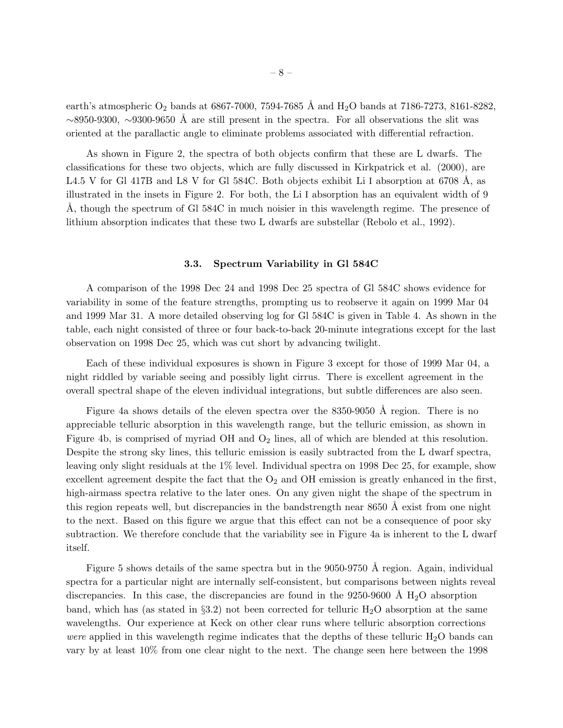earth's atmospheric $O_2$ bands at 6867-7000, 7594-7685 Å and $H_2O$ bands at 7186-7273, 8161-8282, ~8950-9300, ~9300-9650 Å are still present in the spectra. For all observations the slit was oriented at the parallactic angle to eliminate problems associated with differential refraction.

As shown in Figure 2, the spectra of both objects confirm that these are L dwarfs. The classifications for these two objects, which are fully discussed in Kirkpatrick et al. (2000), are L4.5 V for Gl 417B and L8 V for Gl 584C. Both objects exhibit Li I absorption at 6708 Å, as illustrated in the insets in Figure 2. For both, the Li I absorption has an equivalent width of 9 Å, though the spectrum of Gl 584C in much noisier in this wavelength regime. The presence of lithium absorption indicates that these two L dwarfs are substellar (Rebolo et al., 1992).

### 3.3. Spectrum Variability in Gl 584C

A comparison of the 1998 Dec 24 and 1998 Dec 25 spectra of Gl 584C shows evidence for variability in some of the feature strengths, prompting us to reobserve it again on 1999 Mar 04 and 1999 Mar 31. A more detailed observing log for Gl 584C is given in Table 4. As shown in the table, each night consisted of three or four back-to-back 20-minute integrations except for the last observation on 1998 Dec 25, which was cut short by advancing twilight.

Each of these individual exposures is shown in Figure 3 except for those of 1999 Mar 04, a night riddled by variable seeing and possibly light cirrus. There is excellent agreement in the overall spectral shape of the eleven individual integrations, but subtle differences are also seen.

Figure 4a shows details of the eleven spectra over the 8350-9050 Å region. There is no appreciable telluric absorption in this wavelength range, but the telluric emission, as shown in Figure 4b, is comprised of myriad OH and $O_2$ lines, all of which are blended at this resolution. Despite the strong sky lines, this telluric emission is easily subtracted from the L dwarf spectra, leaving only slight residuals at the 1% level. Individual spectra on 1998 Dec 25, for example, show excellent agreement despite the fact that the $O_2$ and OH emission is greatly enhanced in the first, high-airmass spectra relative to the later ones. On any given night the shape of the spectrum in this region repeats well, but discrepancies in the bandstrength near 8650 Å exist from one night to the next. Based on this figure we argue that this effect can not be a consequence of poor sky subtraction. We therefore conclude that the variability see in Figure 4a is inherent to the L dwarf itself.

Figure 5 shows details of the same spectra but in the 9050-9750 Å region. Again, individual spectra for a particular night are internally self-consistent, but comparisons between nights reveal discrepancies. In this case, the discrepancies are found in the 9250-9600 Å $H_2O$ absorption band, which has (as stated in §3.2) not been corrected for telluric $H_2O$ absorption at the same wavelengths. Our experience at Keck on other clear runs where telluric absorption corrections *were* applied in this wavelength regime indicates that the depths of these telluric $H_2O$ bands can vary by at least 10% from one clear night to the next. The change seen here between the 1998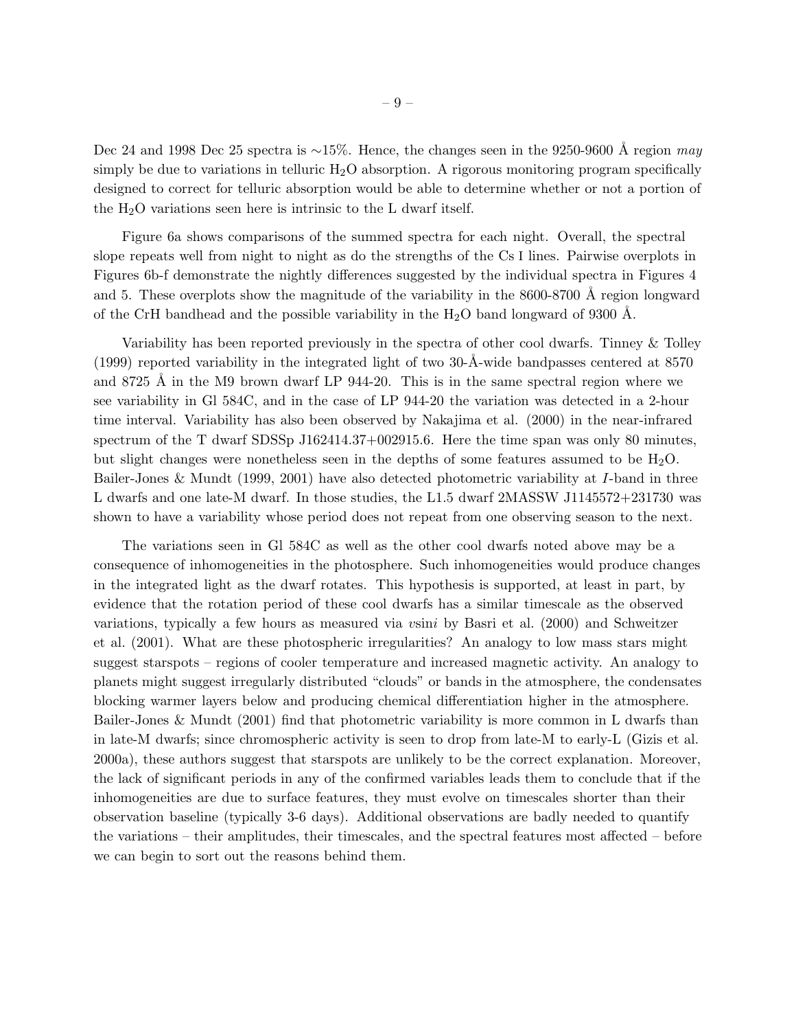Dec 24 and 1998 Dec 25 spectra is ~15%. Hence, the changes seen in the 9250-9600 Å region *may* simply be due to variations in telluric $H_2O$ absorption. A rigorous monitoring program specifically designed to correct for telluric absorption would be able to determine whether or not a portion of the $H_2O$ variations seen here is intrinsic to the L dwarf itself.

Figure 6a shows comparisons of the summed spectra for each night. Overall, the spectral slope repeats well from night to night as do the strengths of the Cs I lines. Pairwise overplots in Figures 6b-f demonstrate the nightly differences suggested by the individual spectra in Figures 4 and 5. These overplots show the magnitude of the variability in the 8600-8700 Å region longward of the CrH bandhead and the possible variability in the $H_2O$ band longward of 9300 Å.

Variability has been reported previously in the spectra of other cool dwarfs. Tinney & Tolley (1999) reported variability in the integrated light of two 30-Å-wide bandpasses centered at 8570 and 8725 Å in the M9 brown dwarf LP 944-20. This is in the same spectral region where we see variability in Gl 584C, and in the case of LP 944-20 the variation was detected in a 2-hour time interval. Variability has also been observed by Nakajima et al. (2000) in the near-infrared spectrum of the T dwarf SDSSp J162414.37+002915.6. Here the time span was only 80 minutes, but slight changes were nonetheless seen in the depths of some features assumed to be $H_2O$. Bailer-Jones & Mundt (1999, 2001) have also detected photometric variability at *I*-band in three L dwarfs and one late-M dwarf. In those studies, the L1.5 dwarf 2MASSW J1145572+231730 was shown to have a variability whose period does not repeat from one observing season to the next.

The variations seen in Gl 584C as well as the other cool dwarfs noted above may be a consequence of inhomogeneities in the photosphere. Such inhomogeneities would produce changes in the integrated light as the dwarf rotates. This hypothesis is supported, at least in part, by evidence that the rotation period of these cool dwarfs has a similar timescale as the observed variations, typically a few hours as measured via $v\sin i$ by Basri et al. (2000) and Schweitzer et al. (2001). What are these photospheric irregularities? An analogy to low mass stars might suggest starspots – regions of cooler temperature and increased magnetic activity. An analogy to planets might suggest irregularly distributed "clouds" or bands in the atmosphere, the condensates blocking warmer layers below and producing chemical differentiation higher in the atmosphere. Bailer-Jones & Mundt (2001) find that photometric variability is more common in L dwarfs than in late-M dwarfs; since chromospheric activity is seen to drop from late-M to early-L (Gizis et al. 2000a), these authors suggest that starspots are unlikely to be the correct explanation. Moreover, the lack of significant periods in any of the confirmed variables leads them to conclude that if the inhomogeneities are due to surface features, they must evolve on timescales shorter than their observation baseline (typically 3-6 days). Additional observations are badly needed to quantify the variations – their amplitudes, their timescales, and the spectral features most affected – before we can begin to sort out the reasons behind them.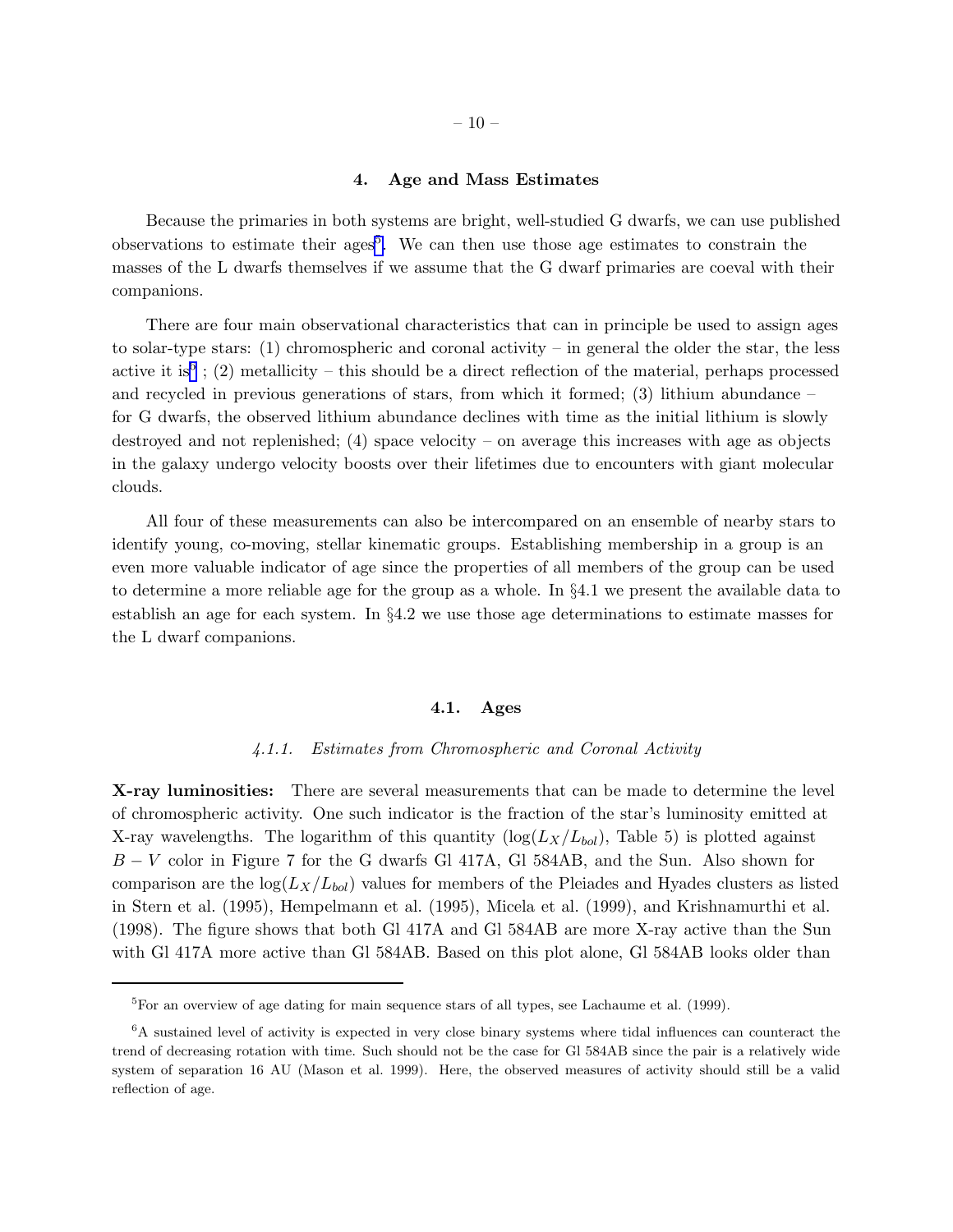## 4. Age and Mass Estimates

Because the primaries in both systems are bright, well-studied G dwarfs, we can use published observations to estimate their ages[5]. We can then use those age estimates to constrain the masses of the L dwarfs themselves if we assume that the G dwarf primaries are coeval with their companions.

There are four main observational characteristics that can in principle be used to assign ages to solar-type stars: (1) chromospheric and coronal activity – in general the older the star, the less active it is[6] ; (2) metallicity – this should be a direct reflection of the material, perhaps processed and recycled in previous generations of stars, from which it formed; (3) lithium abundance – for G dwarfs, the observed lithium abundance declines with time as the initial lithium is slowly destroyed and not replenished; (4) space velocity – on average this increases with age as objects in the galaxy undergo velocity boosts over their lifetimes due to encounters with giant molecular clouds.

All four of these measurements can also be intercompared on an ensemble of nearby stars to identify young, co-moving, stellar kinematic groups. Establishing membership in a group is an even more valuable indicator of age since the properties of all members of the group can be used to determine a more reliable age for the group as a whole. In §4.1 we present the available data to establish an age for each system. In §4.2 we use those age determinations to estimate masses for the L dwarf companions.

### 4.1. Ages

#### *4.1.1. Estimates from Chromospheric and Coronal Activity*

**X-ray luminosities:** There are several measurements that can be made to determine the level of chromospheric activity. One such indicator is the fraction of the star's luminosity emitted at X-ray wavelengths. The logarithm of this quantity ($\log(L_X/L_{bol})$, Table 5) is plotted against $B-V$ color in Figure 7 for the G dwarfs Gl 417A, Gl 584AB, and the Sun. Also shown for comparison are the $\log(L_X/L_{bol})$ values for members of the Pleiades and Hyades clusters as listed in Stern et al. (1995), Hempelmann et al. (1995), Micela et al. (1999), and Krishnamurthi et al. (1998). The figure shows that both Gl 417A and Gl 584AB are more X-ray active than the Sun with Gl 417A more active than Gl 584AB. Based on this plot alone, Gl 584AB looks older than

---

[5] For an overview of age dating for main sequence stars of all types, see Lachaume et al. (1999).

[6] A sustained level of activity is expected in very close binary systems where tidal influences can counteract the trend of decreasing rotation with time. Such should not be the case for Gl 584AB since the pair is a relatively wide system of separation 16 AU (Mason et al. 1999). Here, the observed measures of activity should still be a valid reflection of age.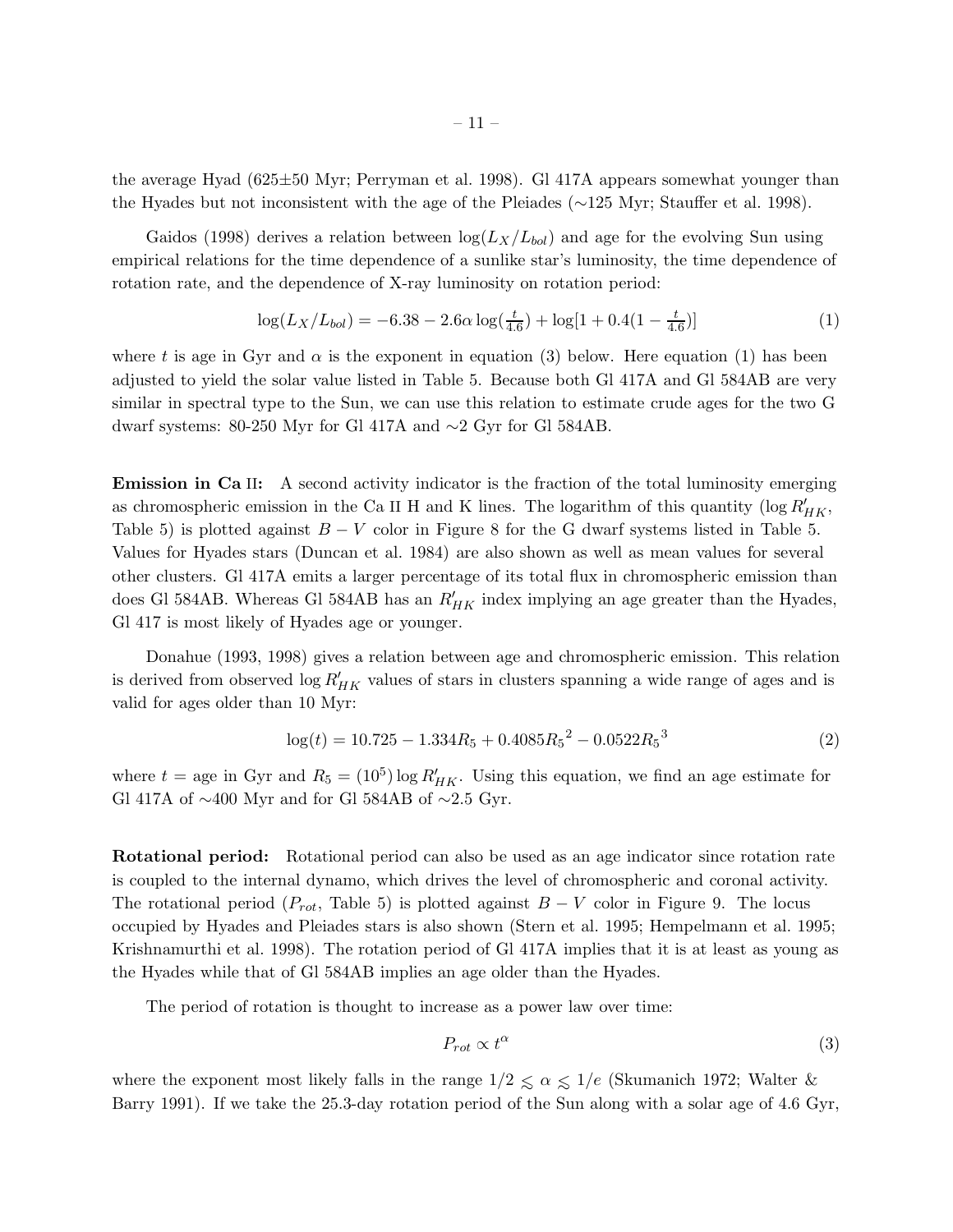the average Hyad (625±50 Myr; Perryman et al. 1998). Gl 417A appears somewhat younger than the Hyades but not inconsistent with the age of the Pleiades (∼125 Myr; Stauffer et al. 1998).

Gaidos (1998) derives a relation between $\log(L_X/L_{bol})$ and age for the evolving Sun using empirical relations for the time dependence of a sunlike star's luminosity, the time dependence of rotation rate, and the dependence of X-ray luminosity on rotation period:

$$\log(L_X/L_{bol}) = -6.38 - 2.6\alpha \log(\tfrac{t}{4.6}) + \log[1 + 0.4(1 - \tfrac{t}{4.6})] \tag{1}$$

where $t$ is age in Gyr and $\alpha$ is the exponent in equation (3) below. Here equation (1) has been adjusted to yield the solar value listed in Table 5. Because both Gl 417A and Gl 584AB are very similar in spectral type to the Sun, we can use this relation to estimate crude ages for the two G dwarf systems: 80-250 Myr for Gl 417A and ∼2 Gyr for Gl 584AB.

**Emission in Ca II:** A second activity indicator is the fraction of the total luminosity emerging as chromospheric emission in the Ca II H and K lines. The logarithm of this quantity ($\log R'_{HK}$, Table 5) is plotted against $B - V$ color in Figure 8 for the G dwarf systems listed in Table 5. Values for Hyades stars (Duncan et al. 1984) are also shown as well as mean values for several other clusters. Gl 417A emits a larger percentage of its total flux in chromospheric emission than does Gl 584AB. Whereas Gl 584AB has an $R'_{HK}$ index implying an age greater than the Hyades, Gl 417 is most likely of Hyades age or younger.

Donahue (1993, 1998) gives a relation between age and chromospheric emission. This relation is derived from observed $\log R'_{HK}$ values of stars in clusters spanning a wide range of ages and is valid for ages older than 10 Myr:

$$\log(t) = 10.725 - 1.334R_5 + 0.4085{R_5}^2 - 0.0522{R_5}^3 \tag{2}$$

where $t$ = age in Gyr and $R_5 = (10^5) \log R'_{HK}$. Using this equation, we find an age estimate for Gl 417A of ∼400 Myr and for Gl 584AB of ∼2.5 Gyr.

**Rotational period:** Rotational period can also be used as an age indicator since rotation rate is coupled to the internal dynamo, which drives the level of chromospheric and coronal activity. The rotational period ($P_{rot}$, Table 5) is plotted against $B - V$ color in Figure 9. The locus occupied by Hyades and Pleiades stars is also shown (Stern et al. 1995; Hempelmann et al. 1995; Krishnamurthi et al. 1998). The rotation period of Gl 417A implies that it is at least as young as the Hyades while that of Gl 584AB implies an age older than the Hyades.

The period of rotation is thought to increase as a power law over time:

$$P_{rot} \propto t^{\alpha} \tag{3}$$

where the exponent most likely falls in the range $1/2 \lesssim \alpha \lesssim 1/e$ (Skumanich 1972; Walter & Barry 1991). If we take the 25.3-day rotation period of the Sun along with a solar age of 4.6 Gyr,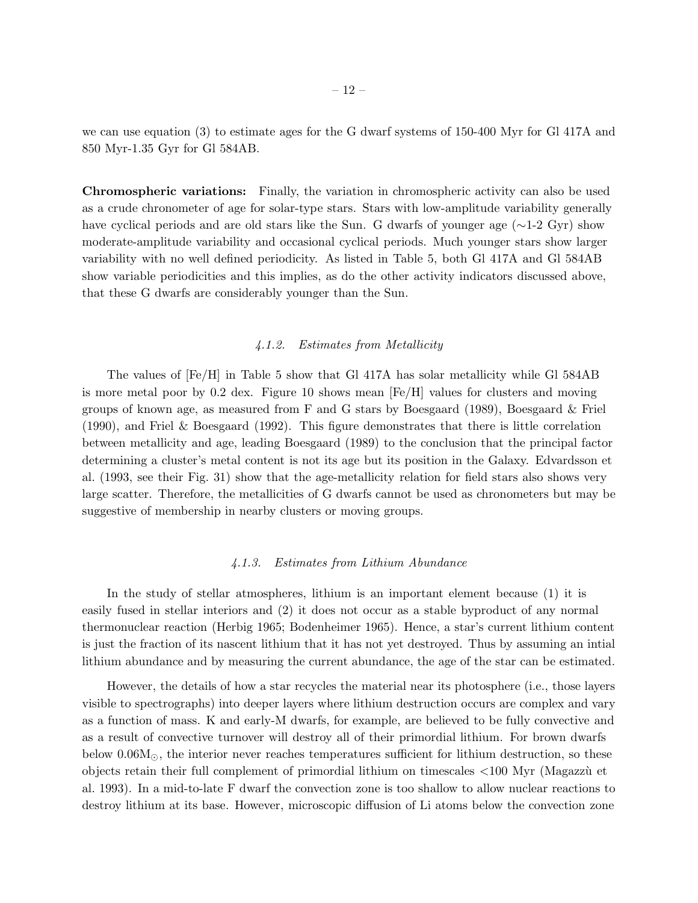we can use equation (3) to estimate ages for the G dwarf systems of 150-400 Myr for Gl 417A and 850 Myr-1.35 Gyr for Gl 584AB.

**Chromospheric variations:** Finally, the variation in chromospheric activity can also be used as a crude chronometer of age for solar-type stars. Stars with low-amplitude variability generally have cyclical periods and are old stars like the Sun. G dwarfs of younger age (∼1-2 Gyr) show moderate-amplitude variability and occasional cyclical periods. Much younger stars show larger variability with no well defined periodicity. As listed in Table 5, both Gl 417A and Gl 584AB show variable periodicities and this implies, as do the other activity indicators discussed above, that these G dwarfs are considerably younger than the Sun.

#### *4.1.2. Estimates from Metallicity*

The values of [Fe/H] in Table 5 show that Gl 417A has solar metallicity while Gl 584AB is more metal poor by 0.2 dex. Figure 10 shows mean [Fe/H] values for clusters and moving groups of known age, as measured from F and G stars by Boesgaard (1989), Boesgaard & Friel (1990), and Friel & Boesgaard (1992). This figure demonstrates that there is little correlation between metallicity and age, leading Boesgaard (1989) to the conclusion that the principal factor determining a cluster's metal content is not its age but its position in the Galaxy. Edvardsson et al. (1993, see their Fig. 31) show that the age-metallicity relation for field stars also shows very large scatter. Therefore, the metallicities of G dwarfs cannot be used as chronometers but may be suggestive of membership in nearby clusters or moving groups.

#### *4.1.3. Estimates from Lithium Abundance*

In the study of stellar atmospheres, lithium is an important element because (1) it is easily fused in stellar interiors and (2) it does not occur as a stable byproduct of any normal thermonuclear reaction (Herbig 1965; Bodenheimer 1965). Hence, a star's current lithium content is just the fraction of its nascent lithium that it has not yet destroyed. Thus by assuming an intial lithium abundance and by measuring the current abundance, the age of the star can be estimated.

However, the details of how a star recycles the material near its photosphere (i.e., those layers visible to spectrographs) into deeper layers where lithium destruction occurs are complex and vary as a function of mass. K and early-M dwarfs, for example, are believed to be fully convective and as a result of convective turnover will destroy all of their primordial lithium. For brown dwarfs below $0.06M_{\odot}$, the interior never reaches temperatures sufficient for lithium destruction, so these objects retain their full complement of primordial lithium on timescales <100 Myr (Magazzù et al. 1993). In a mid-to-late F dwarf the convection zone is too shallow to allow nuclear reactions to destroy lithium at its base. However, microscopic diffusion of Li atoms below the convection zone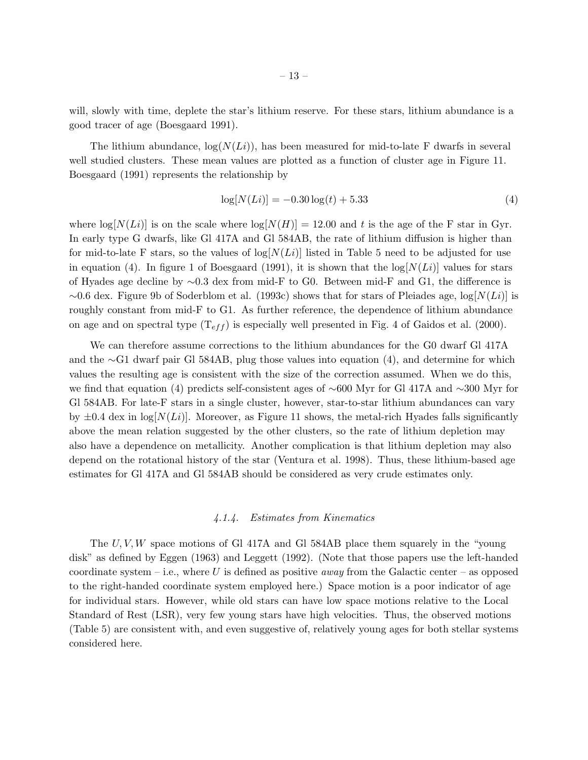will, slowly with time, deplete the star's lithium reserve. For these stars, lithium abundance is a good tracer of age (Boesgaard 1991).

The lithium abundance, $\log(N(Li))$, has been measured for mid-to-late F dwarfs in several well studied clusters. These mean values are plotted as a function of cluster age in Figure 11. Boesgaard (1991) represents the relationship by

$$\log[N(Li)] = -0.30 \log(t) + 5.33 \tag{4}$$

where $\log[N(Li)]$ is on the scale where $\log[N(H)] = 12.00$ and $t$ is the age of the F star in Gyr. In early type G dwarfs, like Gl 417A and Gl 584AB, the rate of lithium diffusion is higher than for mid-to-late F stars, so the values of $\log[N(Li)]$ listed in Table 5 need to be adjusted for use in equation (4). In figure 1 of Boesgaard (1991), it is shown that the $\log[N(Li)]$ values for stars of Hyades age decline by ∼0.3 dex from mid-F to G0. Between mid-F and G1, the difference is ∼0.6 dex. Figure 9b of Soderblom et al. (1993c) shows that for stars of Pleiades age, $\log[N(Li)]$ is roughly constant from mid-F to G1. As further reference, the dependence of lithium abundance on age and on spectral type ($T_{eff}$) is especially well presented in Fig. 4 of Gaidos et al. (2000).

We can therefore assume corrections to the lithium abundances for the G0 dwarf Gl 417A and the ∼G1 dwarf pair Gl 584AB, plug those values into equation (4), and determine for which values the resulting age is consistent with the size of the correction assumed. When we do this, we find that equation (4) predicts self-consistent ages of ∼600 Myr for Gl 417A and ∼300 Myr for Gl 584AB. For late-F stars in a single cluster, however, star-to-star lithium abundances can vary by ±0.4 dex in $\log[N(Li)]$. Moreover, as Figure 11 shows, the metal-rich Hyades falls significantly above the mean relation suggested by the other clusters, so the rate of lithium depletion may also have a dependence on metallicity. Another complication is that lithium depletion may also depend on the rotational history of the star (Ventura et al. 1998). Thus, these lithium-based age estimates for Gl 417A and Gl 584AB should be considered as very crude estimates only.

#### *4.1.4. Estimates from Kinematics*

The $U, V, W$ space motions of Gl 417A and Gl 584AB place them squarely in the "young disk" as defined by Eggen (1963) and Leggett (1992). (Note that those papers use the left-handed coordinate system – i.e., where $U$ is defined as positive *away* from the Galactic center – as opposed to the right-handed coordinate system employed here.) Space motion is a poor indicator of age for individual stars. However, while old stars can have low space motions relative to the Local Standard of Rest (LSR), very few young stars have high velocities. Thus, the observed motions (Table 5) are consistent with, and even suggestive of, relatively young ages for both stellar systems considered here.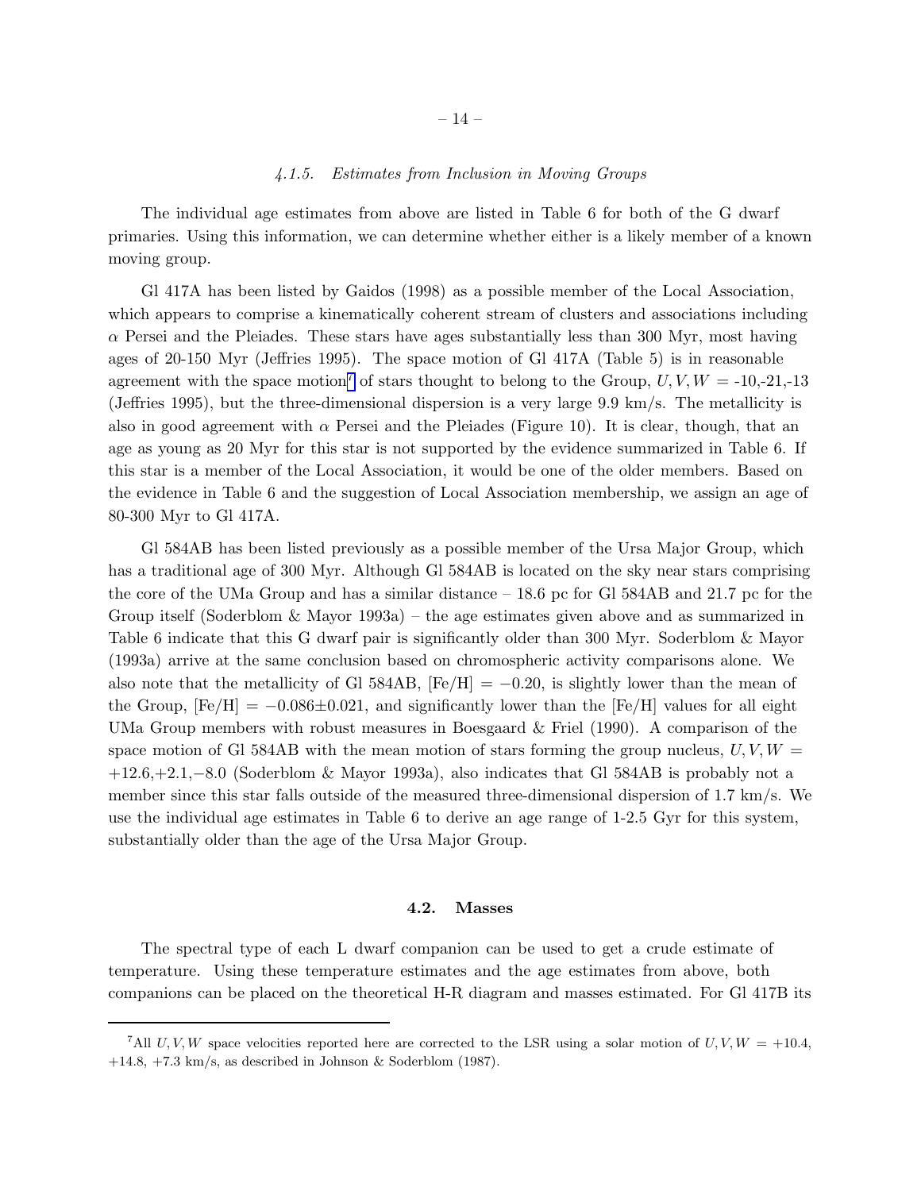#### 4.1.5. Estimates from Inclusion in Moving Groups

The individual age estimates from above are listed in Table 6 for both of the G dwarf primaries. Using this information, we can determine whether either is a likely member of a known moving group.

Gl 417A has been listed by Gaidos (1998) as a possible member of the Local Association, which appears to comprise a kinematically coherent stream of clusters and associations including $\alpha$ Persei and the Pleiades. These stars have ages substantially less than 300 Myr, most having ages of 20-150 Myr (Jeffries 1995). The space motion of Gl 417A (Table 5) is in reasonable agreement with the space motion[7] of stars thought to belong to the Group, $U, V, W$ = -10,-21,-13 (Jeffries 1995), but the three-dimensional dispersion is a very large 9.9 km/s. The metallicity is also in good agreement with $\alpha$ Persei and the Pleiades (Figure 10). It is clear, though, that an age as young as 20 Myr for this star is not supported by the evidence summarized in Table 6. If this star is a member of the Local Association, it would be one of the older members. Based on the evidence in Table 6 and the suggestion of Local Association membership, we assign an age of 80-300 Myr to Gl 417A.

Gl 584AB has been listed previously as a possible member of the Ursa Major Group, which has a traditional age of 300 Myr. Although Gl 584AB is located on the sky near stars comprising the core of the UMa Group and has a similar distance – 18.6 pc for Gl 584AB and 21.7 pc for the Group itself (Soderblom & Mayor 1993a) – the age estimates given above and as summarized in Table 6 indicate that this G dwarf pair is significantly older than 300 Myr. Soderblom & Mayor (1993a) arrive at the same conclusion based on chromospheric activity comparisons alone. We also note that the metallicity of Gl 584AB, [Fe/H] $= -0.20$, is slightly lower than the mean of the Group, [Fe/H] $= -0.086 \pm 0.021$, and significantly lower than the [Fe/H] values for all eight UMa Group members with robust measures in Boesgaard & Friel (1990). A comparison of the space motion of Gl 584AB with the mean motion of stars forming the group nucleus, $U, V, W$ = $+12.6, +2.1, -8.0$ (Soderblom & Mayor 1993a), also indicates that Gl 584AB is probably not a member since this star falls outside of the measured three-dimensional dispersion of 1.7 km/s. We use the individual age estimates in Table 6 to derive an age range of 1-2.5 Gyr for this system, substantially older than the age of the Ursa Major Group.

### 4.2. Masses

The spectral type of each L dwarf companion can be used to get a crude estimate of temperature. Using these temperature estimates and the age estimates from above, both companions can be placed on the theoretical H-R diagram and masses estimated. For Gl 417B its

[7] All $U, V, W$ space velocities reported here are corrected to the LSR using a solar motion of $U, V, W$ = +10.4, +14.8, +7.3 km/s, as described in Johnson & Soderblom (1987).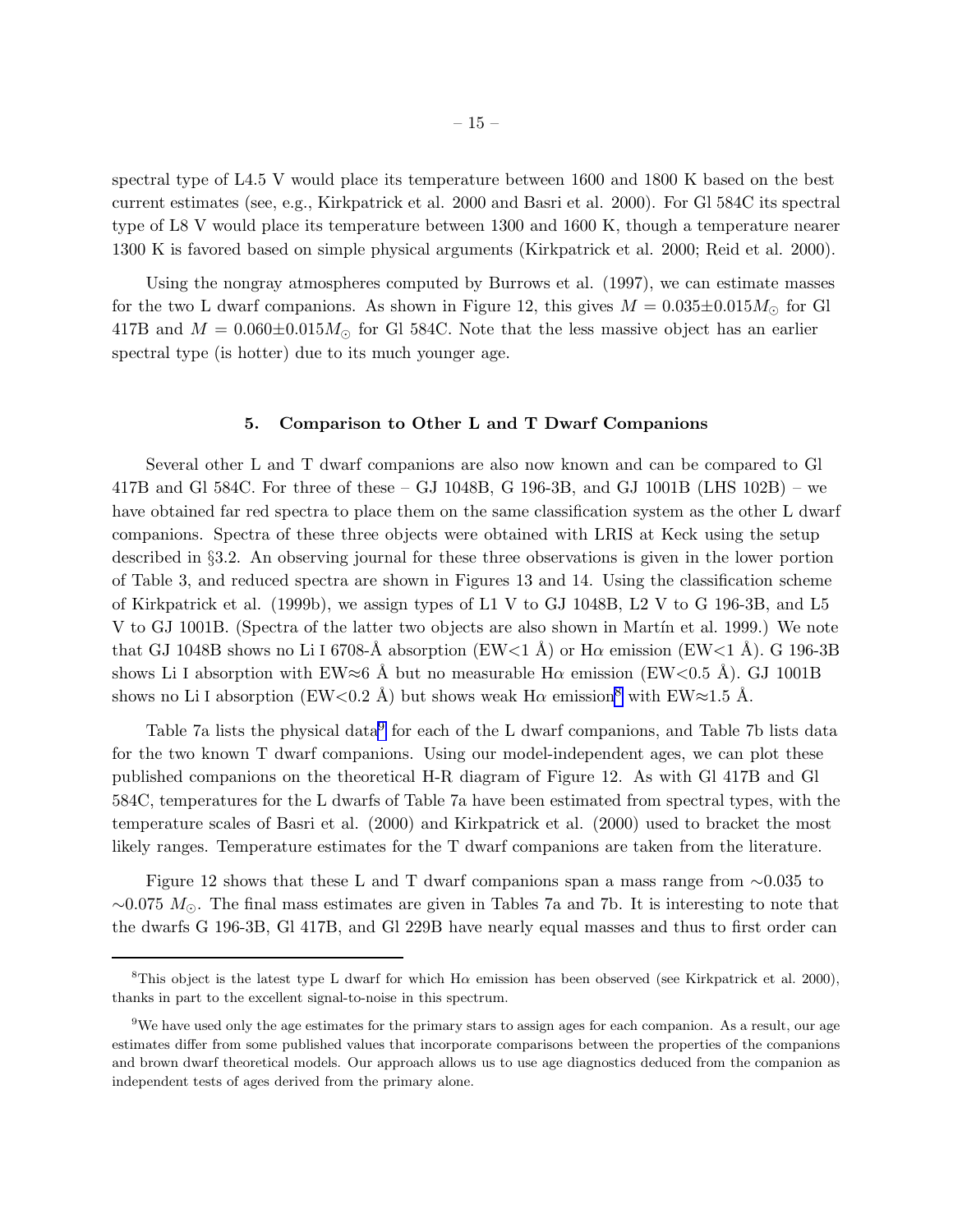spectral type of L4.5 V would place its temperature between 1600 and 1800 K based on the best current estimates (see, e.g., Kirkpatrick et al. 2000 and Basri et al. 2000). For Gl 584C its spectral type of L8 V would place its temperature between 1300 and 1600 K, though a temperature nearer 1300 K is favored based on simple physical arguments (Kirkpatrick et al. 2000; Reid et al. 2000).

Using the nongray atmospheres computed by Burrows et al. (1997), we can estimate masses for the two L dwarf companions. As shown in Figure 12, this gives $M = 0.035{\pm}0.015 M_{\odot}$ for Gl 417B and $M = 0.060{\pm}0.015 M_{\odot}$ for Gl 584C. Note that the less massive object has an earlier spectral type (is hotter) due to its much younger age.

## 5. Comparison to Other L and T Dwarf Companions

Several other L and T dwarf companions are also now known and can be compared to Gl 417B and Gl 584C. For three of these – GJ 1048B, G 196-3B, and GJ 1001B (LHS 102B) – we have obtained far red spectra to place them on the same classification system as the other L dwarf companions. Spectra of these three objects were obtained with LRIS at Keck using the setup described in §3.2. An observing journal for these three observations is given in the lower portion of Table 3, and reduced spectra are shown in Figures 13 and 14. Using the classification scheme of Kirkpatrick et al. (1999b), we assign types of L1 V to GJ 1048B, L2 V to G 196-3B, and L5 V to GJ 1001B. (Spectra of the latter two objects are also shown in Martín et al. 1999.) We note that GJ 1048B shows no Li I 6708-Å absorption (EW<1 Å) or Hα emission (EW<1 Å). G 196-3B shows Li I absorption with EW≈6 Å but no measurable Hα emission (EW<0.5 Å). GJ 1001B shows no Li I absorption (EW<0.2 Å) but shows weak Hα emission[8] with EW≈1.5 Å.

Table 7a lists the physical data[9] for each of the L dwarf companions, and Table 7b lists data for the two known T dwarf companions. Using our model-independent ages, we can plot these published companions on the theoretical H-R diagram of Figure 12. As with Gl 417B and Gl 584C, temperatures for the L dwarfs of Table 7a have been estimated from spectral types, with the temperature scales of Basri et al. (2000) and Kirkpatrick et al. (2000) used to bracket the most likely ranges. Temperature estimates for the T dwarf companions are taken from the literature.

Figure 12 shows that these L and T dwarf companions span a mass range from ∼0.035 to ∼0.075 $M_{\odot}$. The final mass estimates are given in Tables 7a and 7b. It is interesting to note that the dwarfs G 196-3B, Gl 417B, and Gl 229B have nearly equal masses and thus to first order can

---

[8] This object is the latest type L dwarf for which Hα emission has been observed (see Kirkpatrick et al. 2000), thanks in part to the excellent signal-to-noise in this spectrum.

[9] We have used only the age estimates for the primary stars to assign ages for each companion. As a result, our age estimates differ from some published values that incorporate comparisons between the properties of the companions and brown dwarf theoretical models. Our approach allows us to use age diagnostics deduced from the companion as independent tests of ages derived from the primary alone.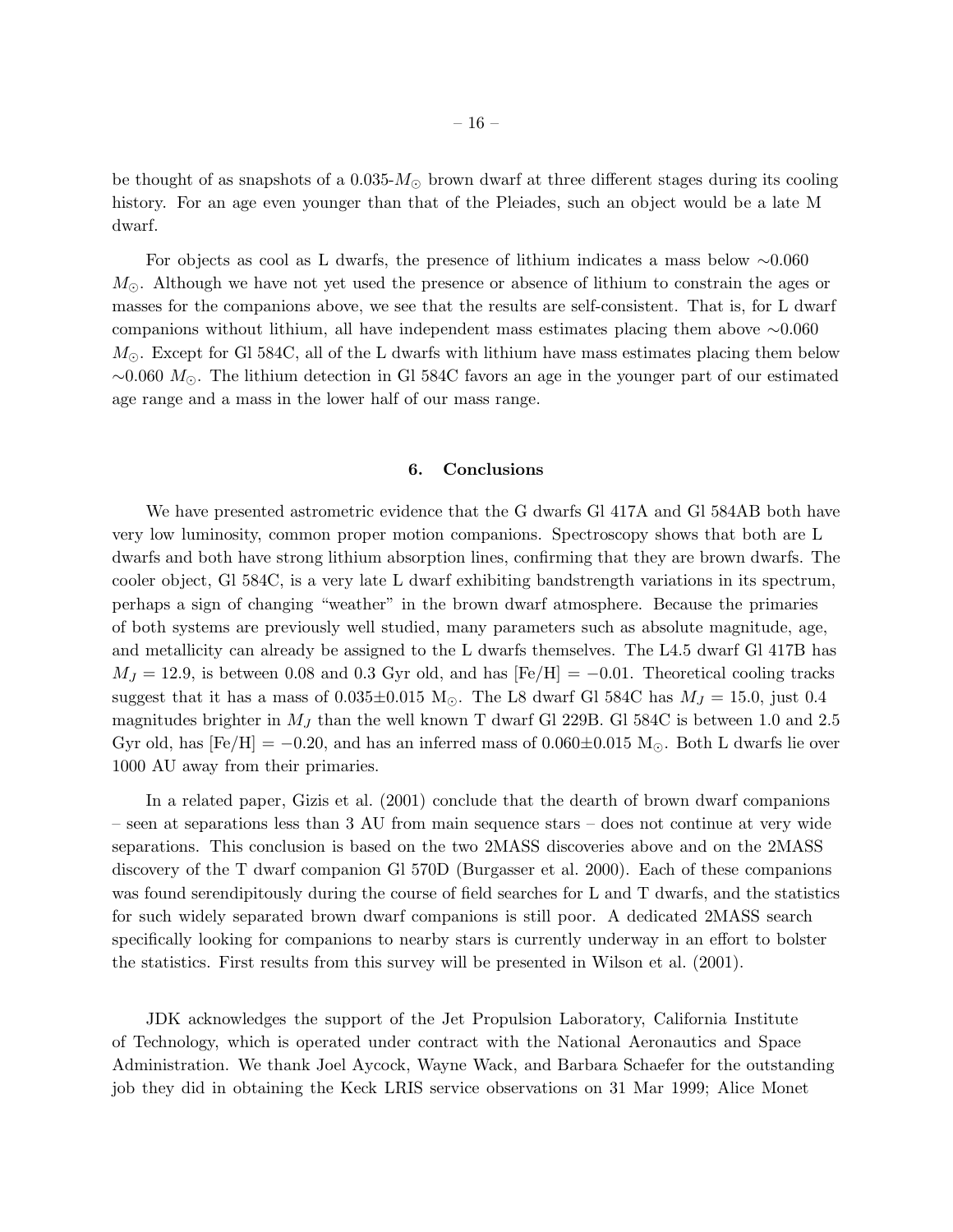be thought of as snapshots of a 0.035-$M_{\odot}$ brown dwarf at three different stages during its cooling history. For an age even younger than that of the Pleiades, such an object would be a late M dwarf.

For objects as cool as L dwarfs, the presence of lithium indicates a mass below $\sim$0.060 $M_{\odot}$. Although we have not yet used the presence or absence of lithium to constrain the ages or masses for the companions above, we see that the results are self-consistent. That is, for L dwarf companions without lithium, all have independent mass estimates placing them above $\sim$0.060 $M_{\odot}$. Except for Gl 584C, all of the L dwarfs with lithium have mass estimates placing them below $\sim$0.060 $M_{\odot}$. The lithium detection in Gl 584C favors an age in the younger part of our estimated age range and a mass in the lower half of our mass range.

## 6. Conclusions

We have presented astrometric evidence that the G dwarfs Gl 417A and Gl 584AB both have very low luminosity, common proper motion companions. Spectroscopy shows that both are L dwarfs and both have strong lithium absorption lines, confirming that they are brown dwarfs. The cooler object, Gl 584C, is a very late L dwarf exhibiting bandstrength variations in its spectrum, perhaps a sign of changing "weather" in the brown dwarf atmosphere. Because the primaries of both systems are previously well studied, many parameters such as absolute magnitude, age, and metallicity can already be assigned to the L dwarfs themselves. The L4.5 dwarf Gl 417B has $M_J = 12.9$, is between 0.08 and 0.3 Gyr old, and has [Fe/H] $= -0.01$. Theoretical cooling tracks suggest that it has a mass of 0.035$\pm$0.015 $M_{\odot}$. The L8 dwarf Gl 584C has $M_J = 15.0$, just 0.4 magnitudes brighter in $M_J$ than the well known T dwarf Gl 229B. Gl 584C is between 1.0 and 2.5 Gyr old, has [Fe/H] $= -0.20$, and has an inferred mass of 0.060$\pm$0.015 $M_{\odot}$. Both L dwarfs lie over 1000 AU away from their primaries.

In a related paper, Gizis et al. (2001) conclude that the dearth of brown dwarf companions – seen at separations less than 3 AU from main sequence stars – does not continue at very wide separations. This conclusion is based on the two 2MASS discoveries above and on the 2MASS discovery of the T dwarf companion Gl 570D (Burgasser et al. 2000). Each of these companions was found serendipitously during the course of field searches for L and T dwarfs, and the statistics for such widely separated brown dwarf companions is still poor. A dedicated 2MASS search specifically looking for companions to nearby stars is currently underway in an effort to bolster the statistics. First results from this survey will be presented in Wilson et al. (2001).

JDK acknowledges the support of the Jet Propulsion Laboratory, California Institute of Technology, which is operated under contract with the National Aeronautics and Space Administration. We thank Joel Aycock, Wayne Wack, and Barbara Schaefer for the outstanding job they did in obtaining the Keck LRIS service observations on 31 Mar 1999; Alice Monet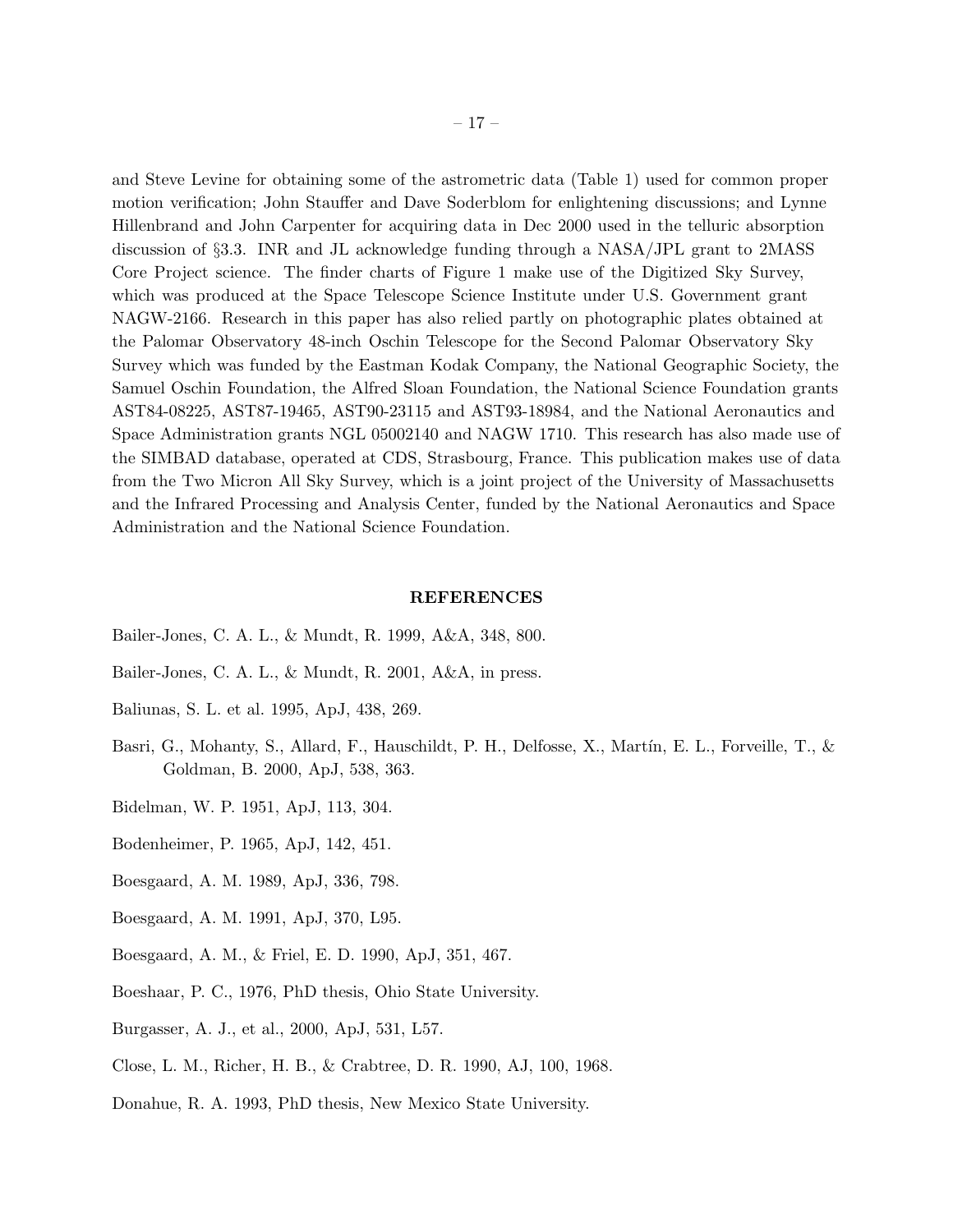and Steve Levine for obtaining some of the astrometric data (Table 1) used for common proper motion verification; John Stauffer and Dave Soderblom for enlightening discussions; and Lynne Hillenbrand and John Carpenter for acquiring data in Dec 2000 used in the telluric absorption discussion of §3.3. INR and JL acknowledge funding through a NASA/JPL grant to 2MASS Core Project science. The finder charts of Figure 1 make use of the Digitized Sky Survey, which was produced at the Space Telescope Science Institute under U.S. Government grant NAGW-2166. Research in this paper has also relied partly on photographic plates obtained at the Palomar Observatory 48-inch Oschin Telescope for the Second Palomar Observatory Sky Survey which was funded by the Eastman Kodak Company, the National Geographic Society, the Samuel Oschin Foundation, the Alfred Sloan Foundation, the National Science Foundation grants AST84-08225, AST87-19465, AST90-23115 and AST93-18984, and the National Aeronautics and Space Administration grants NGL 05002140 and NAGW 1710. This research has also made use of the SIMBAD database, operated at CDS, Strasbourg, France. This publication makes use of data from the Two Micron All Sky Survey, which is a joint project of the University of Massachusetts and the Infrared Processing and Analysis Center, funded by the National Aeronautics and Space Administration and the National Science Foundation.

## REFERENCES

Bailer-Jones, C. A. L., & Mundt, R. 1999, A&A, 348, 800.

Bailer-Jones, C. A. L., & Mundt, R. 2001, A&A, in press.

Baliunas, S. L. et al. 1995, ApJ, 438, 269.

Basri, G., Mohanty, S., Allard, F., Hauschildt, P. H., Delfosse, X., Martín, E. L., Forveille, T., & Goldman, B. 2000, ApJ, 538, 363.

Bidelman, W. P. 1951, ApJ, 113, 304.

Bodenheimer, P. 1965, ApJ, 142, 451.

Boesgaard, A. M. 1989, ApJ, 336, 798.

Boesgaard, A. M. 1991, ApJ, 370, L95.

Boesgaard, A. M., & Friel, E. D. 1990, ApJ, 351, 467.

Boeshaar, P. C., 1976, PhD thesis, Ohio State University.

Burgasser, A. J., et al., 2000, ApJ, 531, L57.

Close, L. M., Richer, H. B., & Crabtree, D. R. 1990, AJ, 100, 1968.

Donahue, R. A. 1993, PhD thesis, New Mexico State University.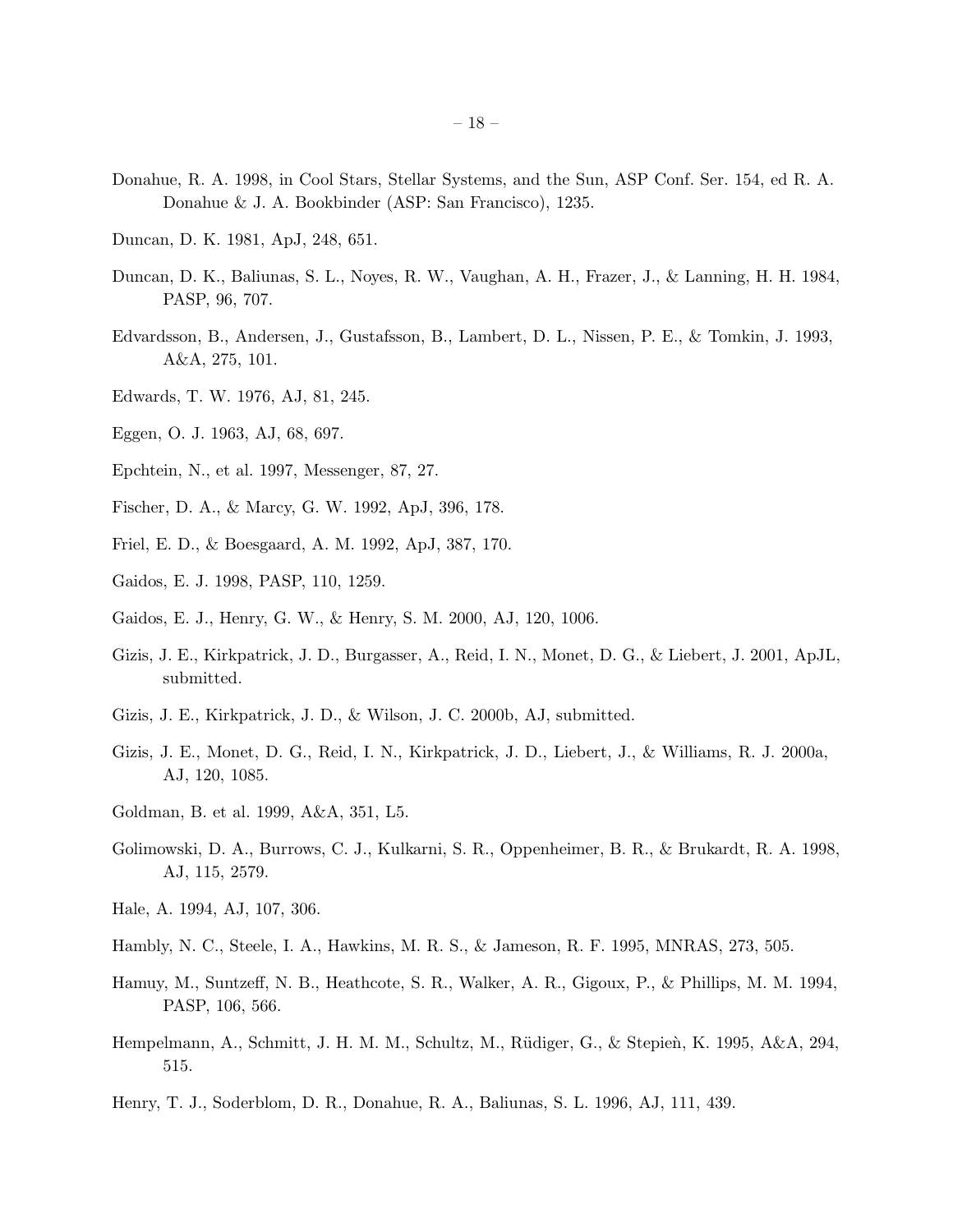Donahue, R. A. 1998, in Cool Stars, Stellar Systems, and the Sun, ASP Conf. Ser. 154, ed R. A. Donahue & J. A. Bookbinder (ASP: San Francisco), 1235.

Duncan, D. K. 1981, ApJ, 248, 651.

Duncan, D. K., Baliunas, S. L., Noyes, R. W., Vaughan, A. H., Frazer, J., & Lanning, H. H. 1984, PASP, 96, 707.

Edvardsson, B., Andersen, J., Gustafsson, B., Lambert, D. L., Nissen, P. E., & Tomkin, J. 1993, A&A, 275, 101.

Edwards, T. W. 1976, AJ, 81, 245.

Eggen, O. J. 1963, AJ, 68, 697.

Epchtein, N., et al. 1997, Messenger, 87, 27.

Fischer, D. A., & Marcy, G. W. 1992, ApJ, 396, 178.

Friel, E. D., & Boesgaard, A. M. 1992, ApJ, 387, 170.

Gaidos, E. J. 1998, PASP, 110, 1259.

Gaidos, E. J., Henry, G. W., & Henry, S. M. 2000, AJ, 120, 1006.

Gizis, J. E., Kirkpatrick, J. D., Burgasser, A., Reid, I. N., Monet, D. G., & Liebert, J. 2001, ApJL, submitted.

Gizis, J. E., Kirkpatrick, J. D., & Wilson, J. C. 2000b, AJ, submitted.

Gizis, J. E., Monet, D. G., Reid, I. N., Kirkpatrick, J. D., Liebert, J., & Williams, R. J. 2000a, AJ, 120, 1085.

Goldman, B. et al. 1999, A&A, 351, L5.

Golimowski, D. A., Burrows, C. J., Kulkarni, S. R., Oppenheimer, B. R., & Brukardt, R. A. 1998, AJ, 115, 2579.

Hale, A. 1994, AJ, 107, 306.

Hambly, N. C., Steele, I. A., Hawkins, M. R. S., & Jameson, R. F. 1995, MNRAS, 273, 505.

Hamuy, M., Suntzeff, N. B., Heathcote, S. R., Walker, A. R., Gigoux, P., & Phillips, M. M. 1994, PASP, 106, 566.

Hempelmann, A., Schmitt, J. H. M. M., Schultz, M., Rüdiger, G., & Stepieǹ, K. 1995, A&A, 294, 515.

Henry, T. J., Soderblom, D. R., Donahue, R. A., Baliunas, S. L. 1996, AJ, 111, 439.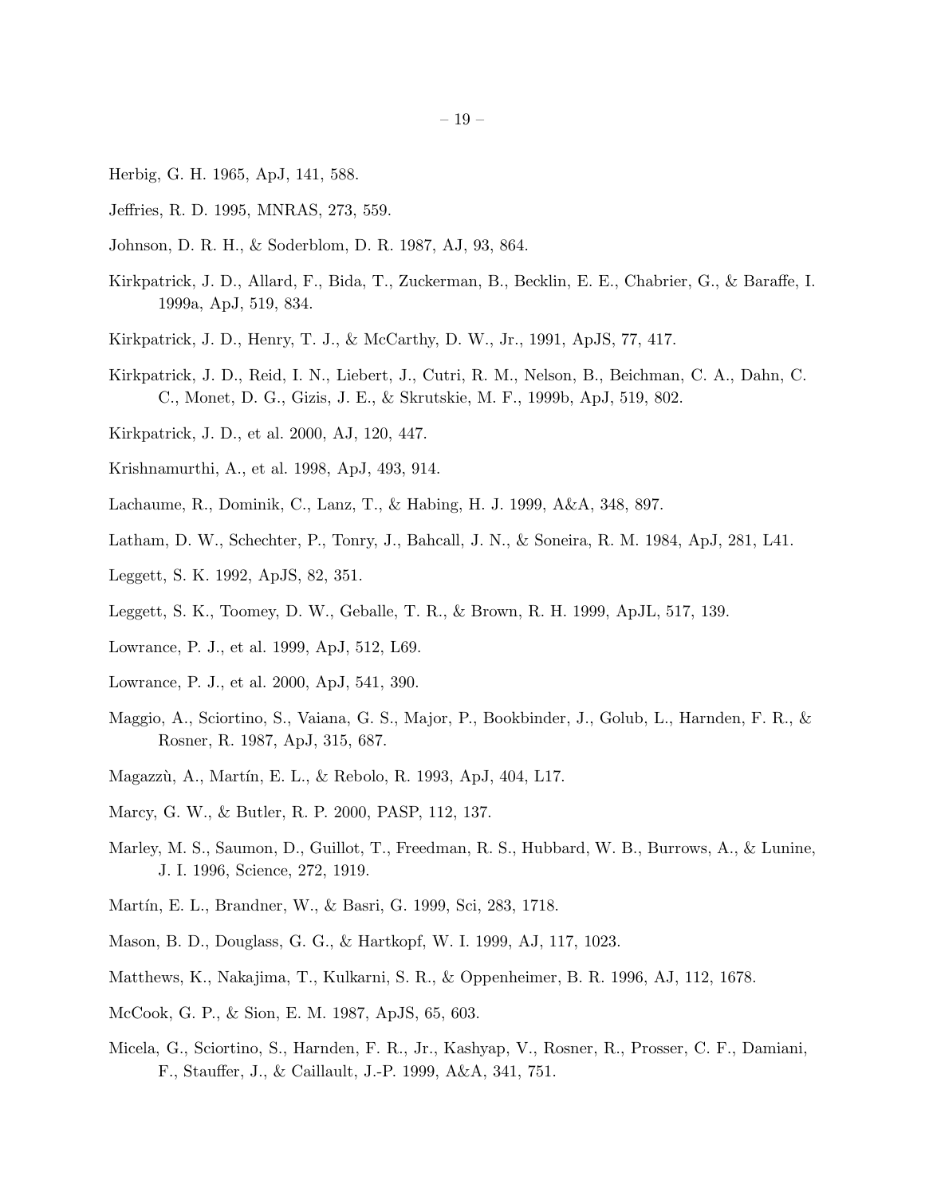Herbig, G. H. 1965, ApJ, 141, 588.

Jeffries, R. D. 1995, MNRAS, 273, 559.

Johnson, D. R. H., & Soderblom, D. R. 1987, AJ, 93, 864.

Kirkpatrick, J. D., Allard, F., Bida, T., Zuckerman, B., Becklin, E. E., Chabrier, G., & Baraffe, I. 1999a, ApJ, 519, 834.

Kirkpatrick, J. D., Henry, T. J., & McCarthy, D. W., Jr., 1991, ApJS, 77, 417.

Kirkpatrick, J. D., Reid, I. N., Liebert, J., Cutri, R. M., Nelson, B., Beichman, C. A., Dahn, C. C., Monet, D. G., Gizis, J. E., & Skrutskie, M. F., 1999b, ApJ, 519, 802.

Kirkpatrick, J. D., et al. 2000, AJ, 120, 447.

Krishnamurthi, A., et al. 1998, ApJ, 493, 914.

Lachaume, R., Dominik, C., Lanz, T., & Habing, H. J. 1999, A&A, 348, 897.

Latham, D. W., Schechter, P., Tonry, J., Bahcall, J. N., & Soneira, R. M. 1984, ApJ, 281, L41.

Leggett, S. K. 1992, ApJS, 82, 351.

Leggett, S. K., Toomey, D. W., Geballe, T. R., & Brown, R. H. 1999, ApJL, 517, 139.

Lowrance, P. J., et al. 1999, ApJ, 512, L69.

Lowrance, P. J., et al. 2000, ApJ, 541, 390.

Maggio, A., Sciortino, S., Vaiana, G. S., Major, P., Bookbinder, J., Golub, L., Harnden, F. R., & Rosner, R. 1987, ApJ, 315, 687.

Magazzù, A., Martín, E. L., & Rebolo, R. 1993, ApJ, 404, L17.

Marcy, G. W., & Butler, R. P. 2000, PASP, 112, 137.

Marley, M. S., Saumon, D., Guillot, T., Freedman, R. S., Hubbard, W. B., Burrows, A., & Lunine, J. I. 1996, Science, 272, 1919.

Martín, E. L., Brandner, W., & Basri, G. 1999, Sci, 283, 1718.

Mason, B. D., Douglass, G. G., & Hartkopf, W. I. 1999, AJ, 117, 1023.

Matthews, K., Nakajima, T., Kulkarni, S. R., & Oppenheimer, B. R. 1996, AJ, 112, 1678.

McCook, G. P., & Sion, E. M. 1987, ApJS, 65, 603.

Micela, G., Sciortino, S., Harnden, F. R., Jr., Kashyap, V., Rosner, R., Prosser, C. F., Damiani, F., Stauffer, J., & Caillault, J.-P. 1999, A&A, 341, 751.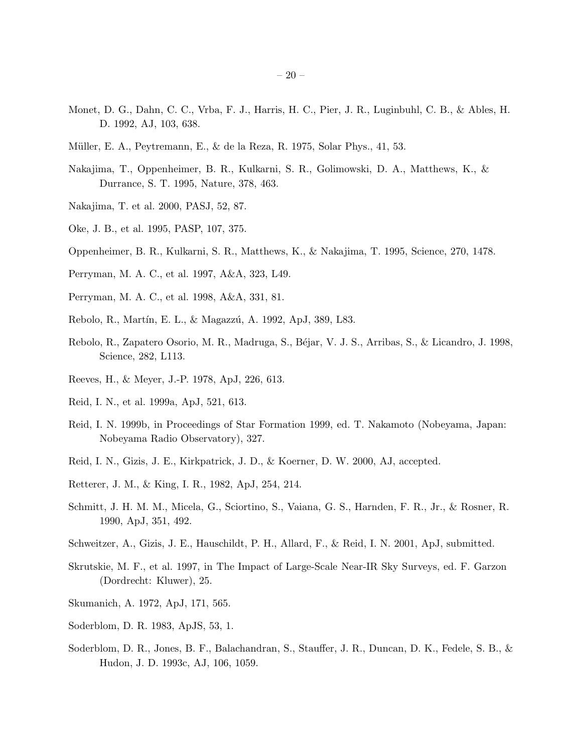Monet, D. G., Dahn, C. C., Vrba, F. J., Harris, H. C., Pier, J. R., Luginbuhl, C. B., & Ables, H. D. 1992, AJ, 103, 638.

Müller, E. A., Peytremann, E., & de la Reza, R. 1975, Solar Phys., 41, 53.

Nakajima, T., Oppenheimer, B. R., Kulkarni, S. R., Golimowski, D. A., Matthews, K., & Durrance, S. T. 1995, Nature, 378, 463.

Nakajima, T. et al. 2000, PASJ, 52, 87.

Oke, J. B., et al. 1995, PASP, 107, 375.

Oppenheimer, B. R., Kulkarni, S. R., Matthews, K., & Nakajima, T. 1995, Science, 270, 1478.

Perryman, M. A. C., et al. 1997, A&A, 323, L49.

Perryman, M. A. C., et al. 1998, A&A, 331, 81.

Rebolo, R., Martín, E. L., & Magazzú, A. 1992, ApJ, 389, L83.

Rebolo, R., Zapatero Osorio, M. R., Madruga, S., Béjar, V. J. S., Arribas, S., & Licandro, J. 1998, Science, 282, L113.

Reeves, H., & Meyer, J.-P. 1978, ApJ, 226, 613.

Reid, I. N., et al. 1999a, ApJ, 521, 613.

Reid, I. N. 1999b, in Proceedings of Star Formation 1999, ed. T. Nakamoto (Nobeyama, Japan: Nobeyama Radio Observatory), 327.

Reid, I. N., Gizis, J. E., Kirkpatrick, J. D., & Koerner, D. W. 2000, AJ, accepted.

Retterer, J. M., & King, I. R., 1982, ApJ, 254, 214.

Schmitt, J. H. M. M., Micela, G., Sciortino, S., Vaiana, G. S., Harnden, F. R., Jr., & Rosner, R. 1990, ApJ, 351, 492.

Schweitzer, A., Gizis, J. E., Hauschildt, P. H., Allard, F., & Reid, I. N. 2001, ApJ, submitted.

Skrutskie, M. F., et al. 1997, in The Impact of Large-Scale Near-IR Sky Surveys, ed. F. Garzon (Dordrecht: Kluwer), 25.

Skumanich, A. 1972, ApJ, 171, 565.

Soderblom, D. R. 1983, ApJS, 53, 1.

Soderblom, D. R., Jones, B. F., Balachandran, S., Stauffer, J. R., Duncan, D. K., Fedele, S. B., & Hudon, J. D. 1993c, AJ, 106, 1059.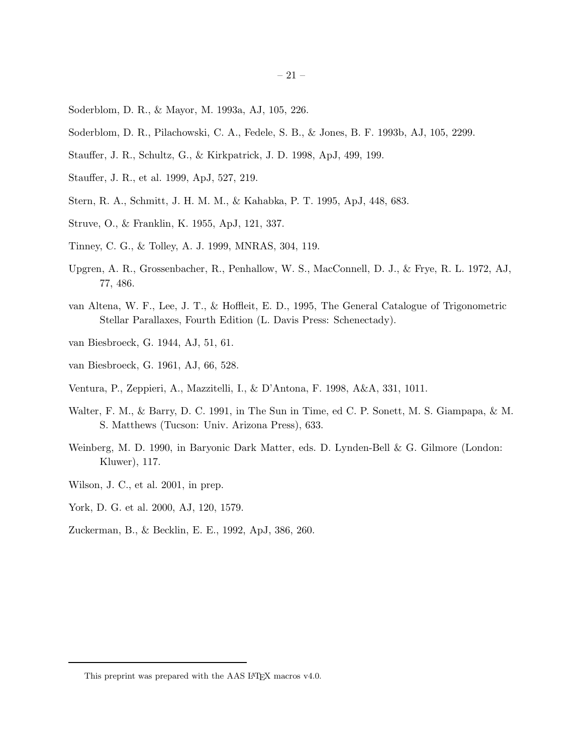Soderblom, D. R., & Mayor, M. 1993a, AJ, 105, 226.

Soderblom, D. R., Pilachowski, C. A., Fedele, S. B., & Jones, B. F. 1993b, AJ, 105, 2299.

Stauffer, J. R., Schultz, G., & Kirkpatrick, J. D. 1998, ApJ, 499, 199.

Stauffer, J. R., et al. 1999, ApJ, 527, 219.

Stern, R. A., Schmitt, J. H. M. M., & Kahabka, P. T. 1995, ApJ, 448, 683.

Struve, O., & Franklin, K. 1955, ApJ, 121, 337.

Tinney, C. G., & Tolley, A. J. 1999, MNRAS, 304, 119.

Upgren, A. R., Grossenbacher, R., Penhallow, W. S., MacConnell, D. J., & Frye, R. L. 1972, AJ, 77, 486.

van Altena, W. F., Lee, J. T., & Hoffleit, E. D., 1995, The General Catalogue of Trigonometric Stellar Parallaxes, Fourth Edition (L. Davis Press: Schenectady).

van Biesbroeck, G. 1944, AJ, 51, 61.

van Biesbroeck, G. 1961, AJ, 66, 528.

Ventura, P., Zeppieri, A., Mazzitelli, I., & D'Antona, F. 1998, A&A, 331, 1011.

Walter, F. M., & Barry, D. C. 1991, in The Sun in Time, ed C. P. Sonett, M. S. Giampapa, & M. S. Matthews (Tucson: Univ. Arizona Press), 633.

Weinberg, M. D. 1990, in Baryonic Dark Matter, eds. D. Lynden-Bell & G. Gilmore (London: Kluwer), 117.

Wilson, J. C., et al. 2001, in prep.

York, D. G. et al. 2000, AJ, 120, 1579.

Zuckerman, B., & Becklin, E. E., 1992, ApJ, 386, 260.

This preprint was prepared with the AAS LaTeX macros v4.0.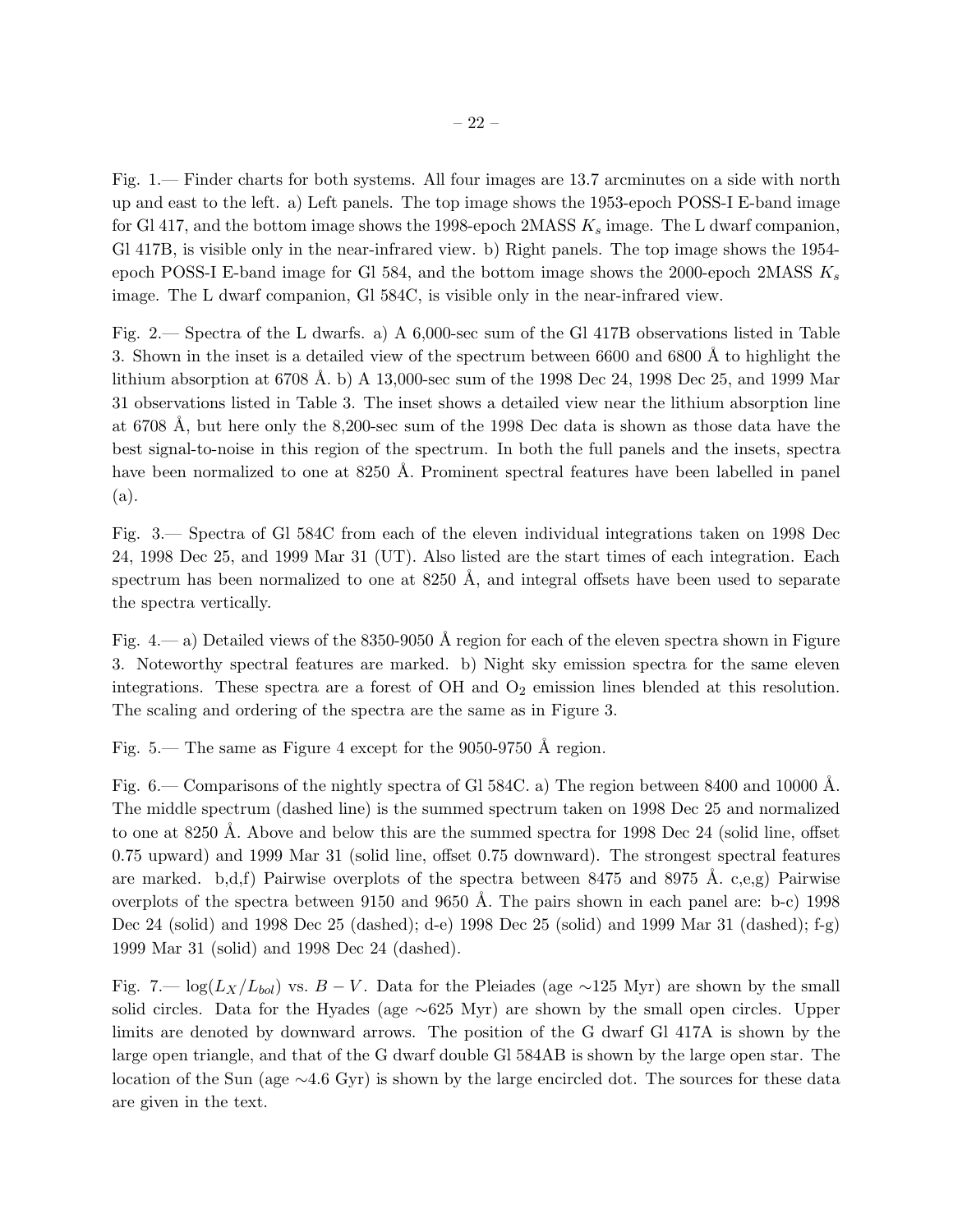Fig. 1.— Finder charts for both systems. All four images are 13.7 arcminutes on a side with north up and east to the left. a) Left panels. The top image shows the 1953-epoch POSS-I E-band image for Gl 417, and the bottom image shows the 1998-epoch 2MASS $K_s$ image. The L dwarf companion, Gl 417B, is visible only in the near-infrared view. b) Right panels. The top image shows the 1954-epoch POSS-I E-band image for Gl 584, and the bottom image shows the 2000-epoch 2MASS $K_s$ image. The L dwarf companion, Gl 584C, is visible only in the near-infrared view.

Fig. 2.— Spectra of the L dwarfs. a) A 6,000-sec sum of the Gl 417B observations listed in Table 3. Shown in the inset is a detailed view of the spectrum between 6600 and 6800 Å to highlight the lithium absorption at 6708 Å. b) A 13,000-sec sum of the 1998 Dec 24, 1998 Dec 25, and 1999 Mar 31 observations listed in Table 3. The inset shows a detailed view near the lithium absorption line at 6708 Å, but here only the 8,200-sec sum of the 1998 Dec data is shown as those data have the best signal-to-noise in this region of the spectrum. In both the full panels and the insets, spectra have been normalized to one at 8250 Å. Prominent spectral features have been labelled in panel (a).

Fig. 3.— Spectra of Gl 584C from each of the eleven individual integrations taken on 1998 Dec 24, 1998 Dec 25, and 1999 Mar 31 (UT). Also listed are the start times of each integration. Each spectrum has been normalized to one at 8250 Å, and integral offsets have been used to separate the spectra vertically.

Fig. 4.— a) Detailed views of the 8350-9050 Å region for each of the eleven spectra shown in Figure 3. Noteworthy spectral features are marked. b) Night sky emission spectra for the same eleven integrations. These spectra are a forest of OH and $O_2$ emission lines blended at this resolution. The scaling and ordering of the spectra are the same as in Figure 3.

Fig. 5.— The same as Figure 4 except for the 9050-9750 Å region.

Fig. 6.— Comparisons of the nightly spectra of Gl 584C. a) The region between 8400 and 10000 Å. The middle spectrum (dashed line) is the summed spectrum taken on 1998 Dec 25 and normalized to one at 8250 Å. Above and below this are the summed spectra for 1998 Dec 24 (solid line, offset 0.75 upward) and 1999 Mar 31 (solid line, offset 0.75 downward). The strongest spectral features are marked. b,d,f) Pairwise overplots of the spectra between 8475 and 8975 Å. c,e,g) Pairwise overplots of the spectra between 9150 and 9650 Å. The pairs shown in each panel are: b-c) 1998 Dec 24 (solid) and 1998 Dec 25 (dashed); d-e) 1998 Dec 25 (solid) and 1999 Mar 31 (dashed); f-g) 1999 Mar 31 (solid) and 1998 Dec 24 (dashed).

Fig. 7.— $\log(L_X/L_{bol})$ vs. $B-V$. Data for the Pleiades (age ∼125 Myr) are shown by the small solid circles. Data for the Hyades (age ∼625 Myr) are shown by the small open circles. Upper limits are denoted by downward arrows. The position of the G dwarf Gl 417A is shown by the large open triangle, and that of the G dwarf double Gl 584AB is shown by the large open star. The location of the Sun (age ∼4.6 Gyr) is shown by the large encircled dot. The sources for these data are given in the text.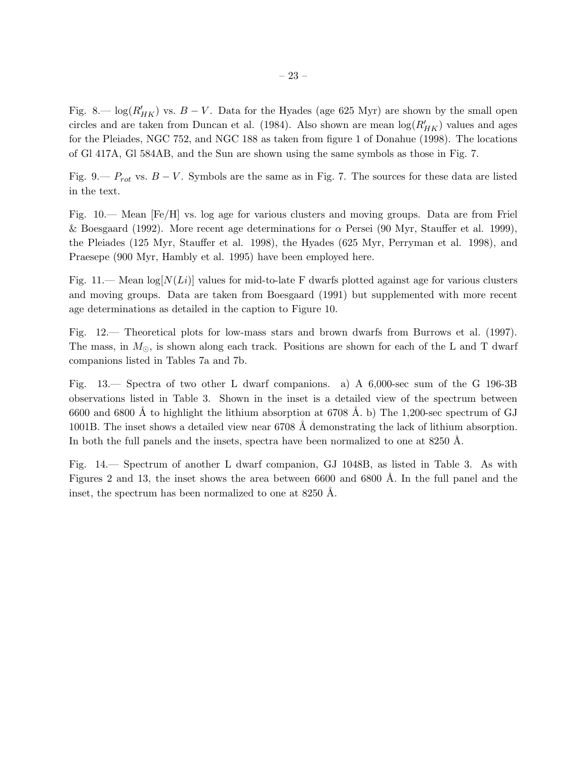Fig. 8.— $\log(R'_{HK})$ vs. $B-V$. Data for the Hyades (age 625 Myr) are shown by the small open circles and are taken from Duncan et al. (1984). Also shown are mean $\log(R'_{HK})$ values and ages for the Pleiades, NGC 752, and NGC 188 as taken from figure 1 of Donahue (1998). The locations of Gl 417A, Gl 584AB, and the Sun are shown using the same symbols as those in Fig. 7.

Fig. 9.— $P_{rot}$ vs. $B-V$. Symbols are the same as in Fig. 7. The sources for these data are listed in the text.

Fig. 10.— Mean [Fe/H] vs. log age for various clusters and moving groups. Data are from Friel & Boesgaard (1992). More recent age determinations for $\alpha$ Persei (90 Myr, Stauffer et al. 1999), the Pleiades (125 Myr, Stauffer et al. 1998), the Hyades (625 Myr, Perryman et al. 1998), and Praesepe (900 Myr, Hambly et al. 1995) have been employed here.

Fig. 11.— Mean $\log[N(Li)]$ values for mid-to-late F dwarfs plotted against age for various clusters and moving groups. Data are taken from Boesgaard (1991) but supplemented with more recent age determinations as detailed in the caption to Figure 10.

Fig. 12.— Theoretical plots for low-mass stars and brown dwarfs from Burrows et al. (1997). The mass, in $M_{\odot}$, is shown along each track. Positions are shown for each of the L and T dwarf companions listed in Tables 7a and 7b.

Fig. 13.— Spectra of two other L dwarf companions. a) A 6,000-sec sum of the G 196-3B observations listed in Table 3. Shown in the inset is a detailed view of the spectrum between 6600 and 6800 Å to highlight the lithium absorption at 6708 Å. b) The 1,200-sec spectrum of GJ 1001B. The inset shows a detailed view near 6708 Å demonstrating the lack of lithium absorption. In both the full panels and the insets, spectra have been normalized to one at 8250 Å.

Fig. 14.— Spectrum of another L dwarf companion, GJ 1048B, as listed in Table 3. As with Figures 2 and 13, the inset shows the area between 6600 and 6800 Å. In the full panel and the inset, the spectrum has been normalized to one at 8250 Å.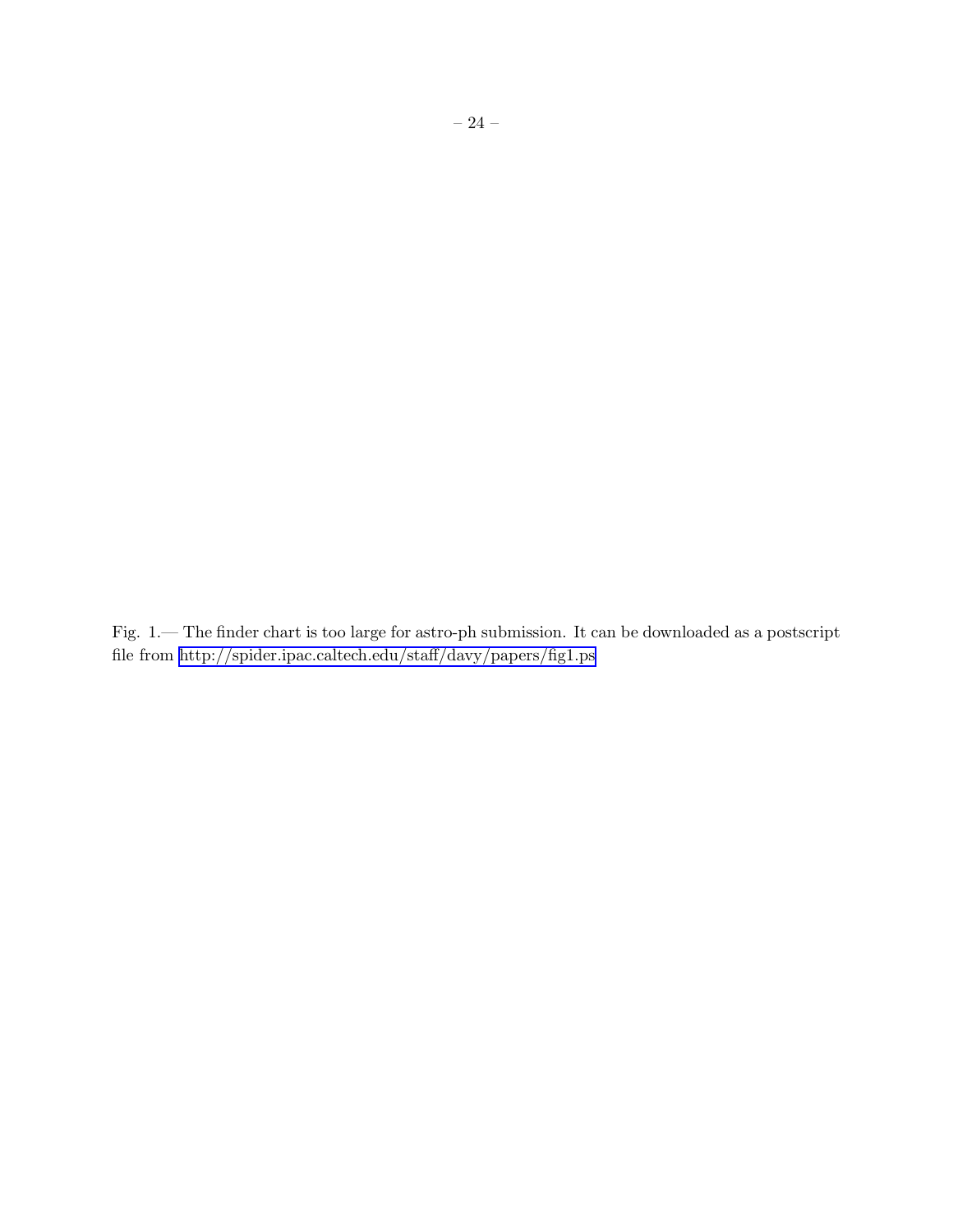Fig. 1.— The finder chart is too large for astro-ph submission. It can be downloaded as a postscript file from http://spider.ipac.caltech.edu/staff/davy/papers/fig1.ps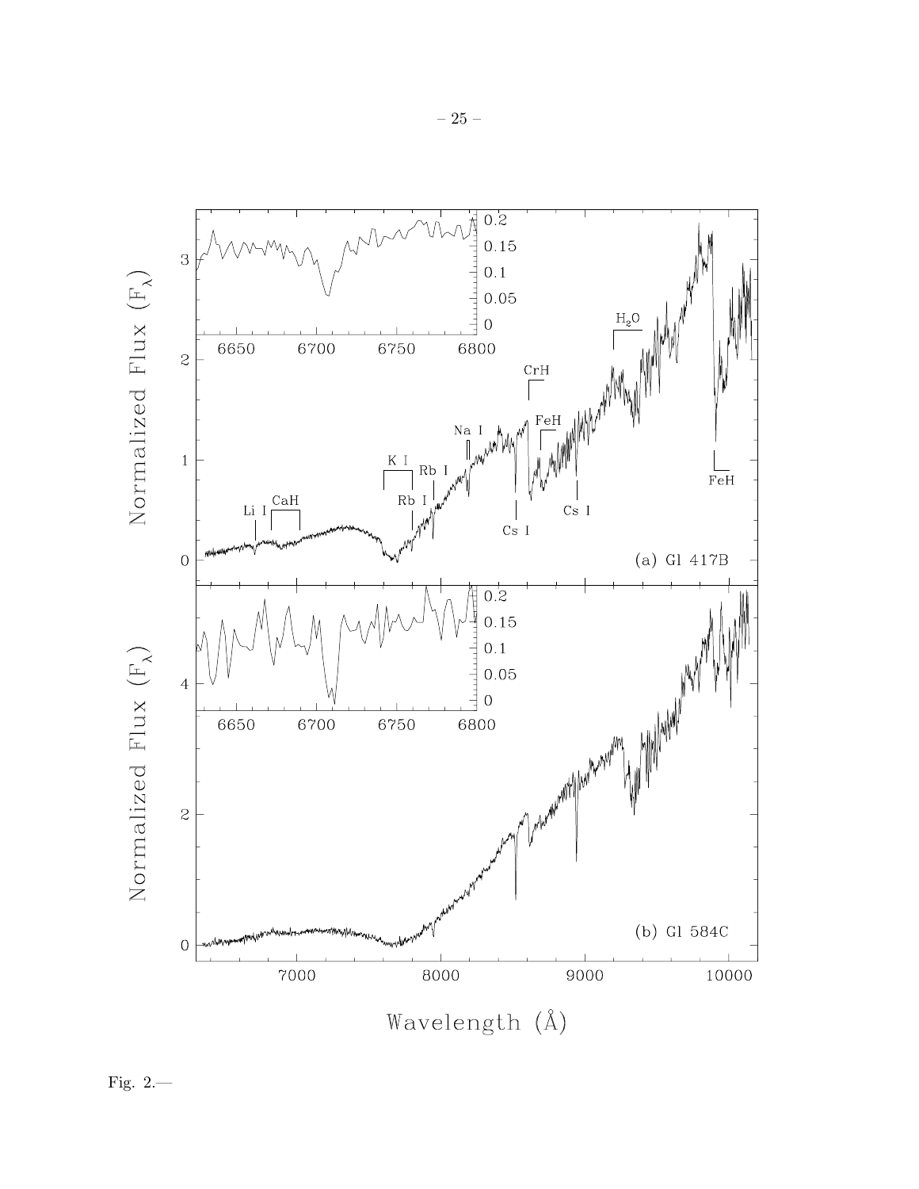Fig. 2.—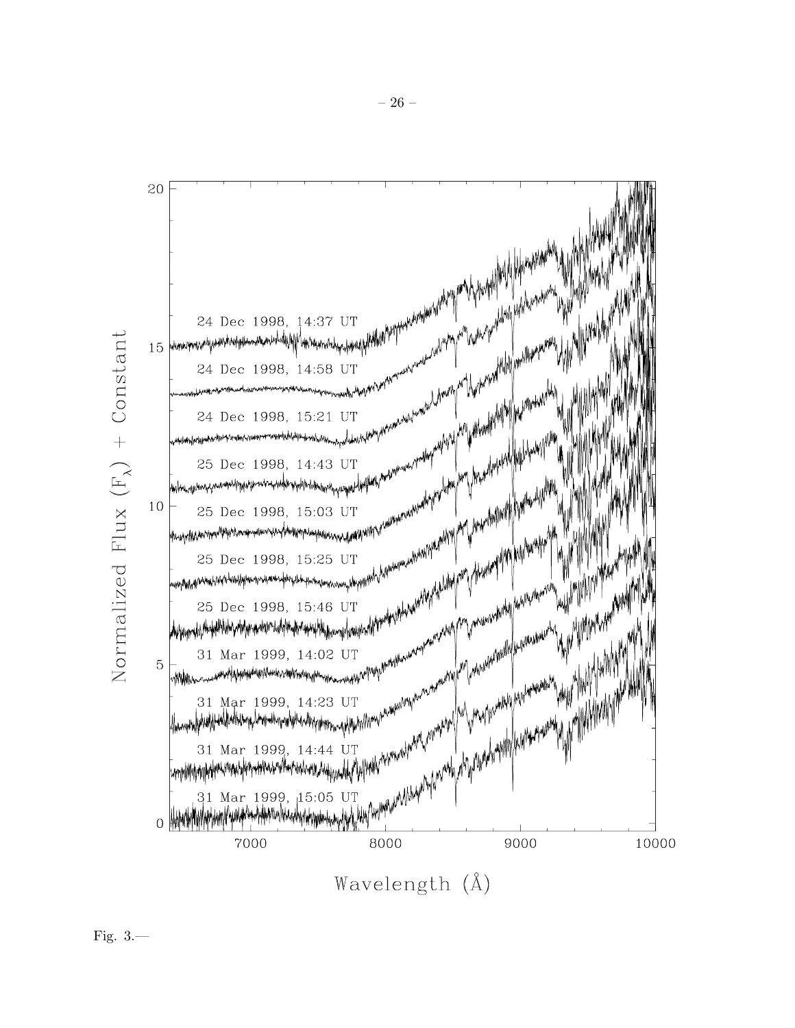Fig. 3.—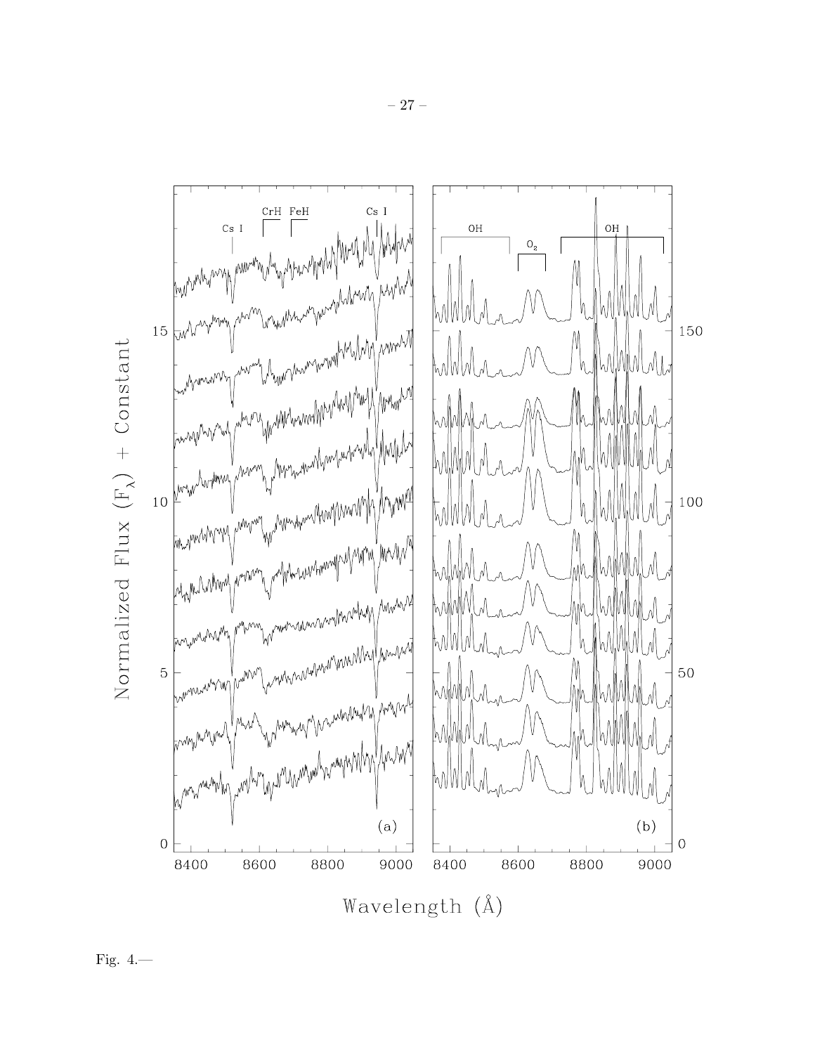Fig. 4.—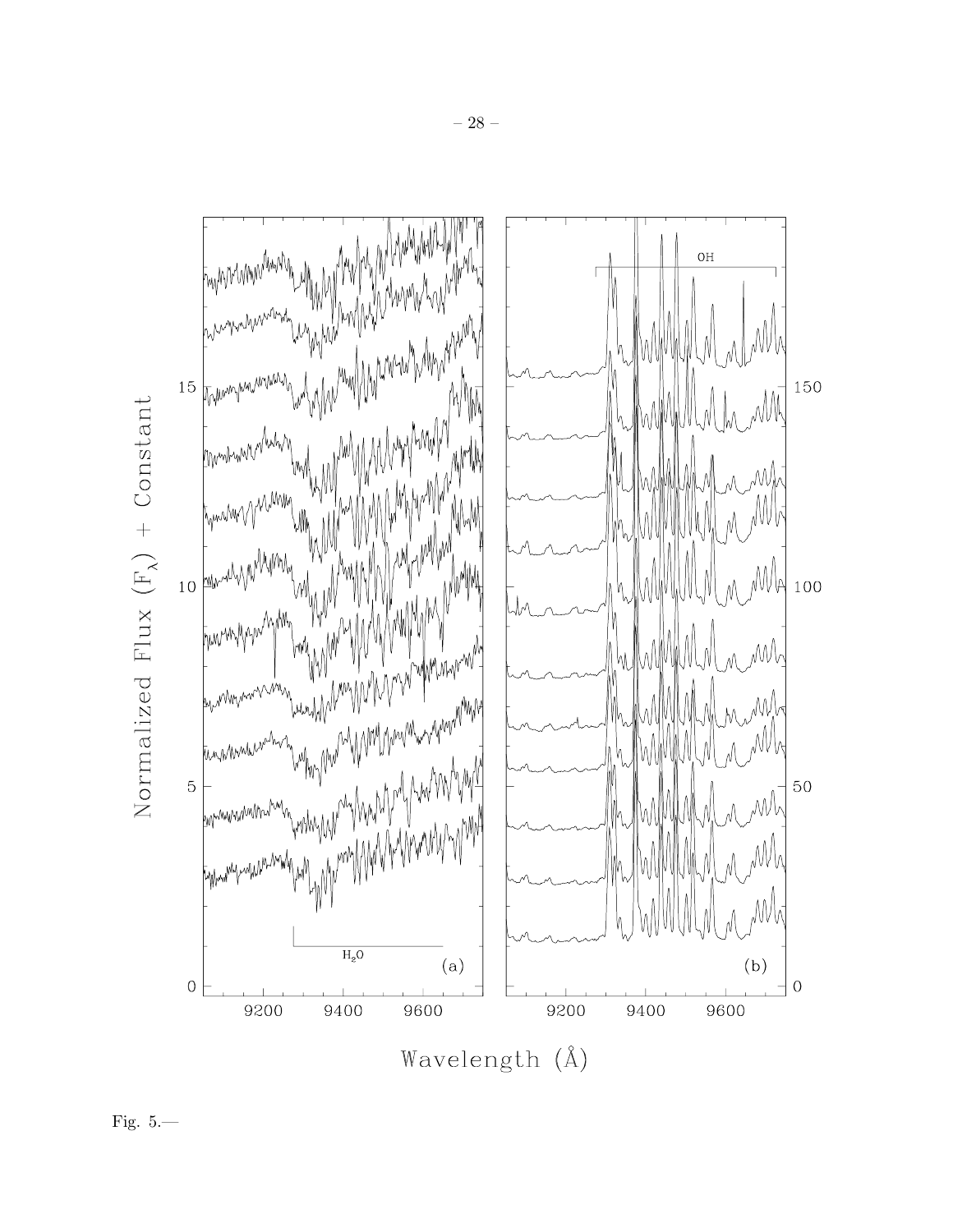Fig. 5.—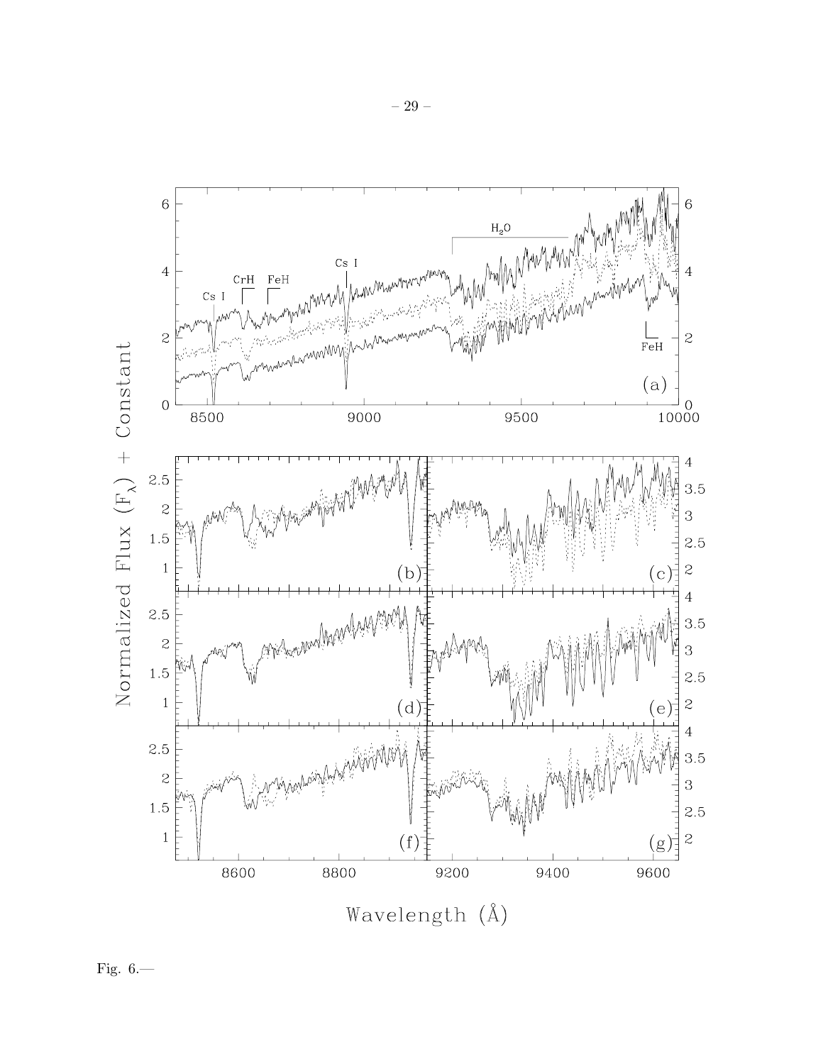Fig. 6.—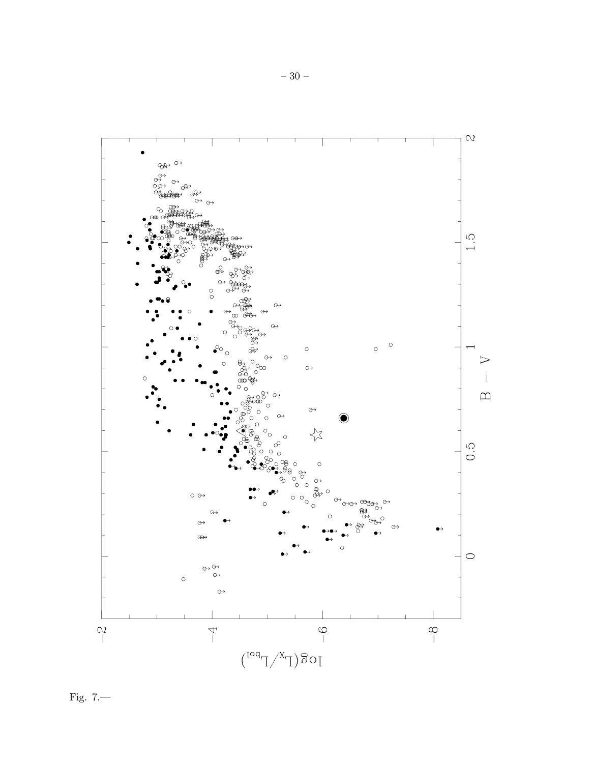Fig. 7.—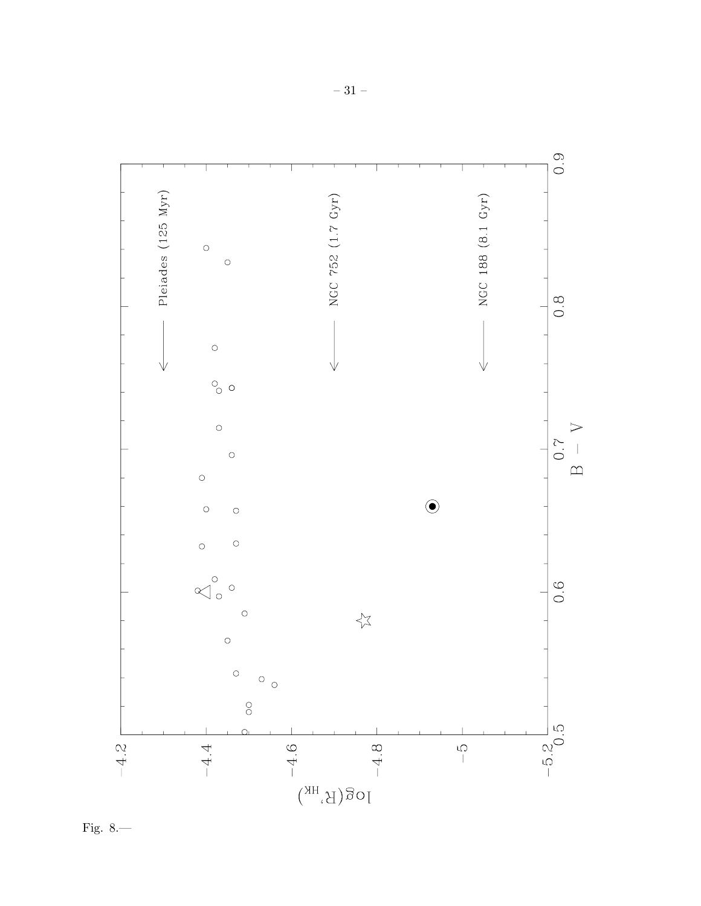Fig. 8.—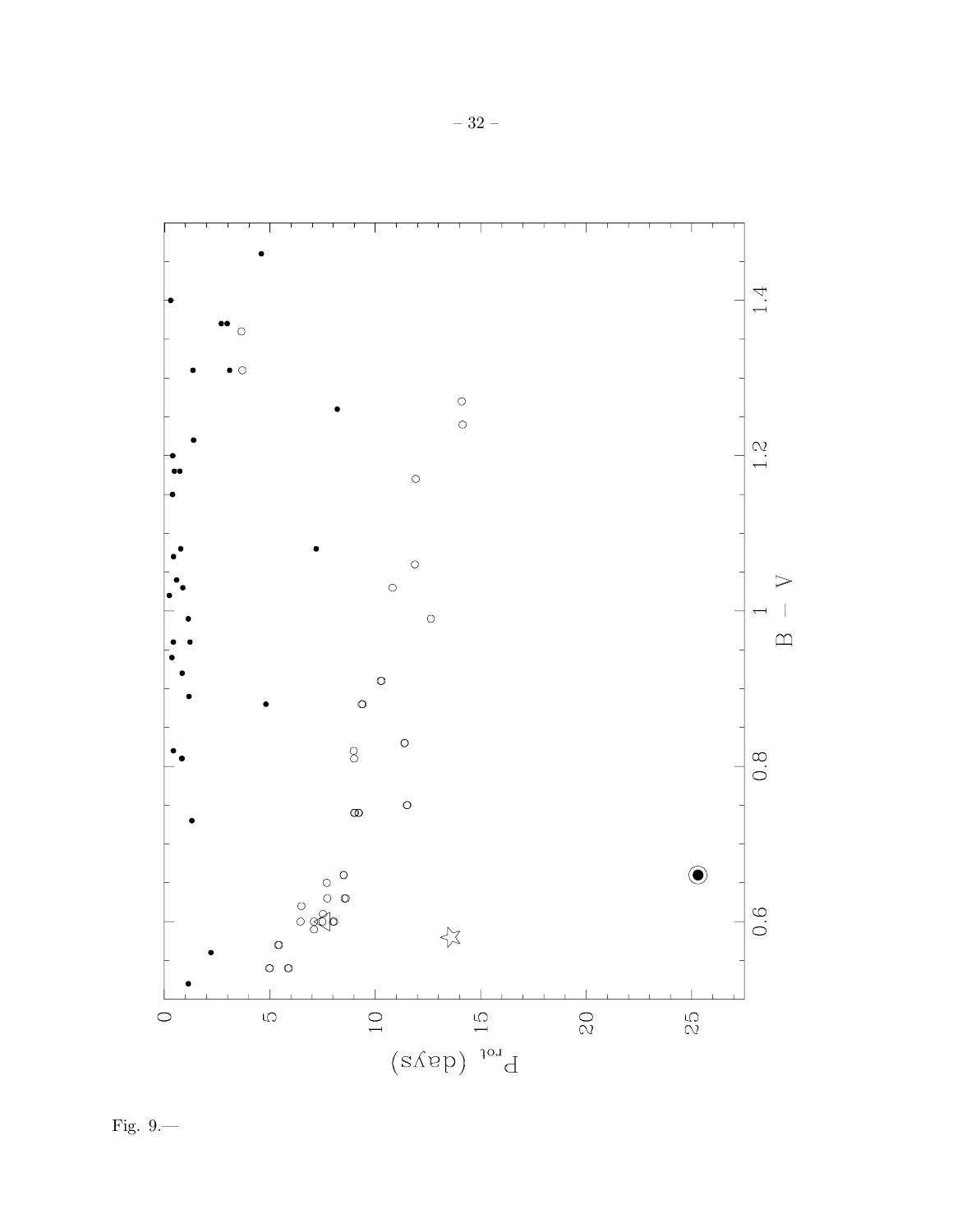Fig. 9.—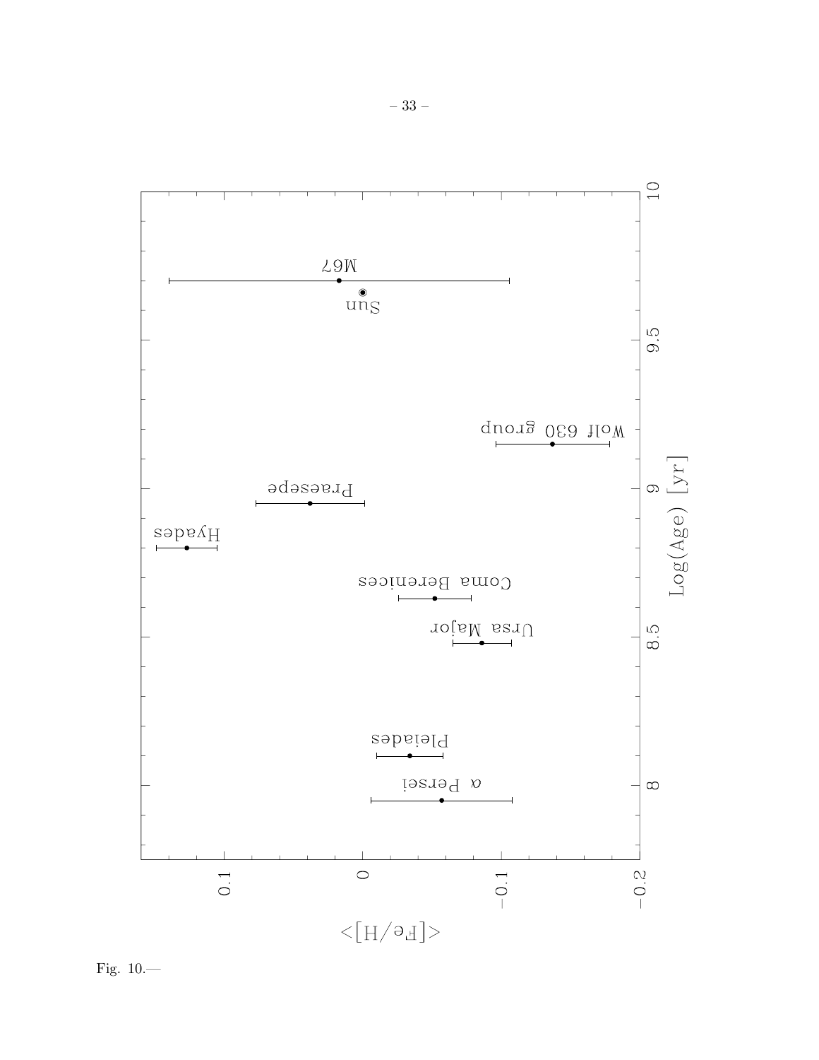Fig. 10.—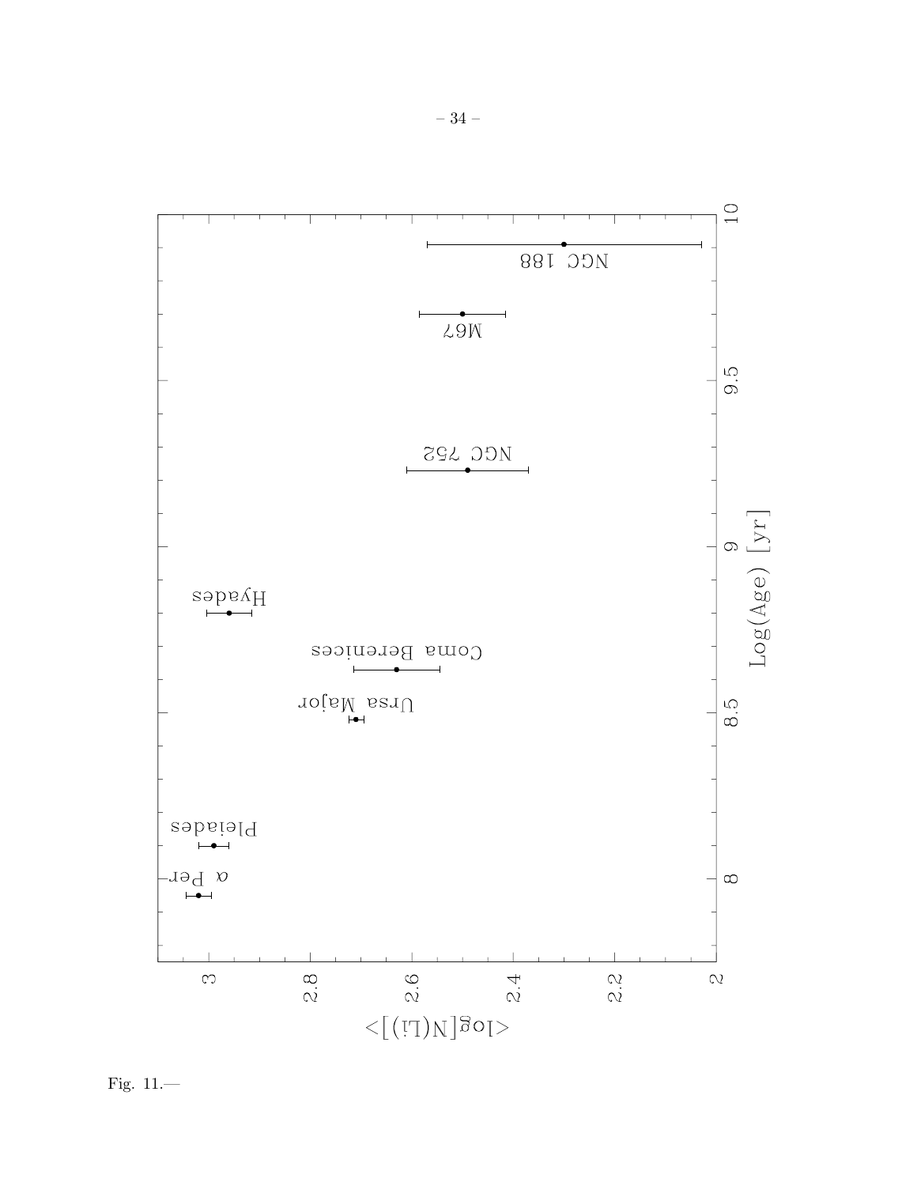Fig. 11.—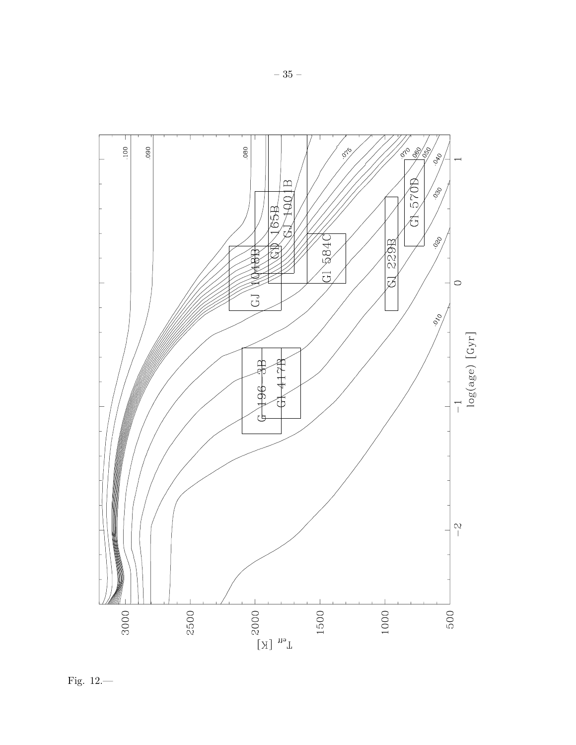Fig. 12.—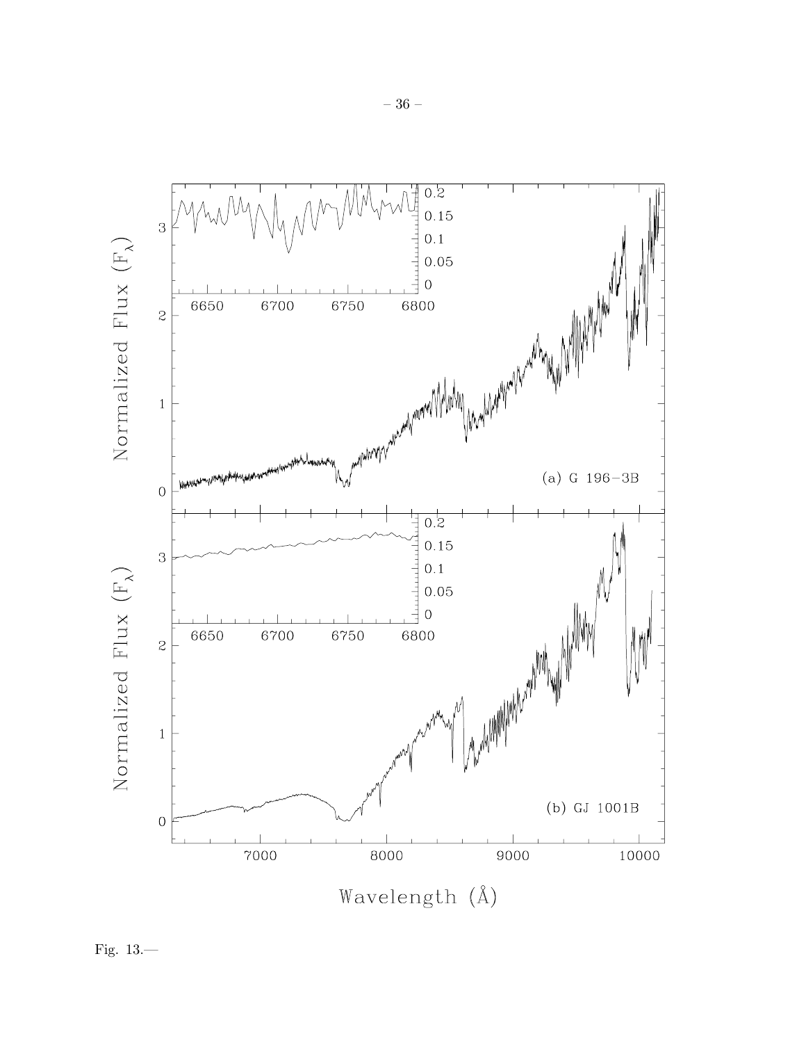Fig. 13.—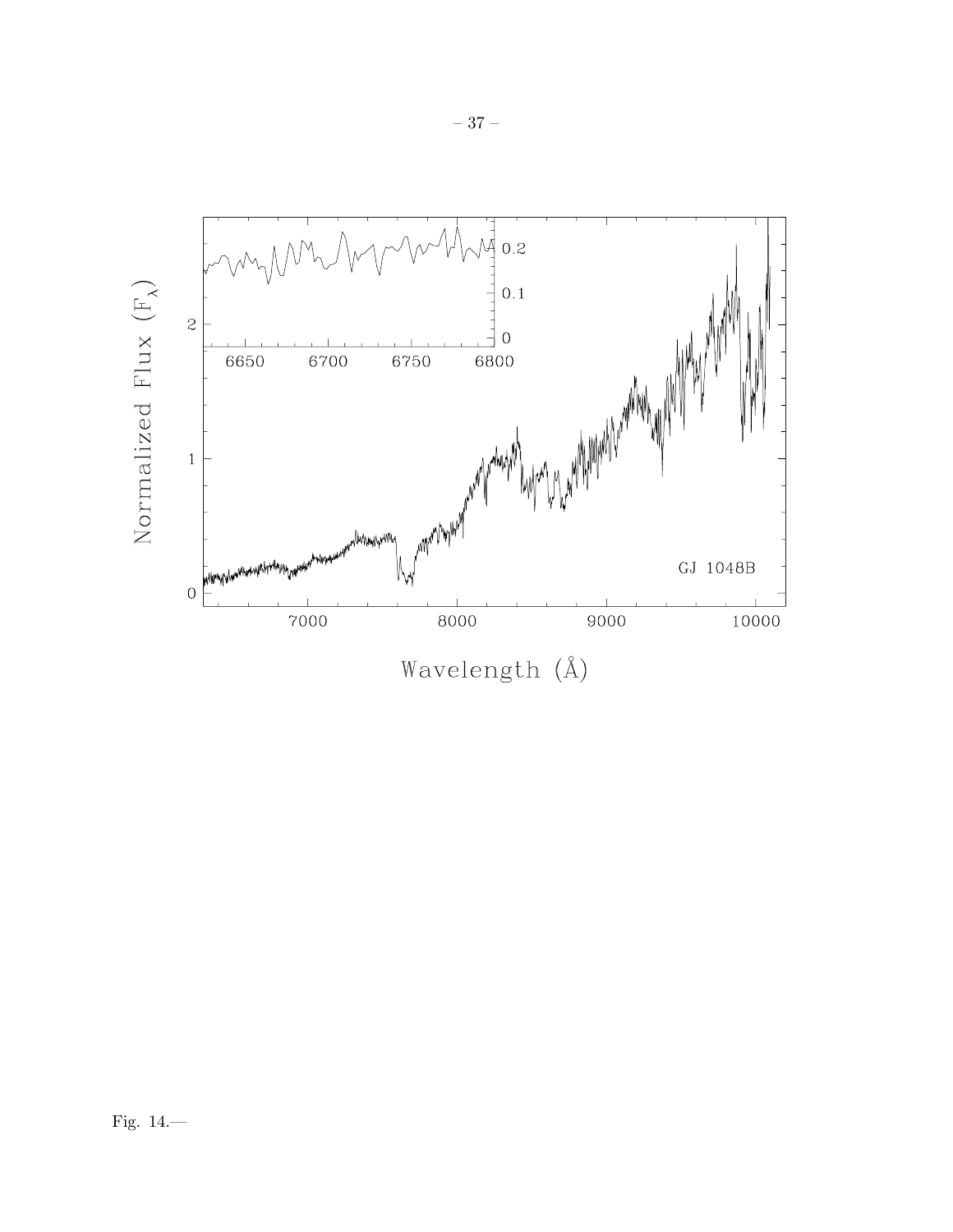Fig. 14.—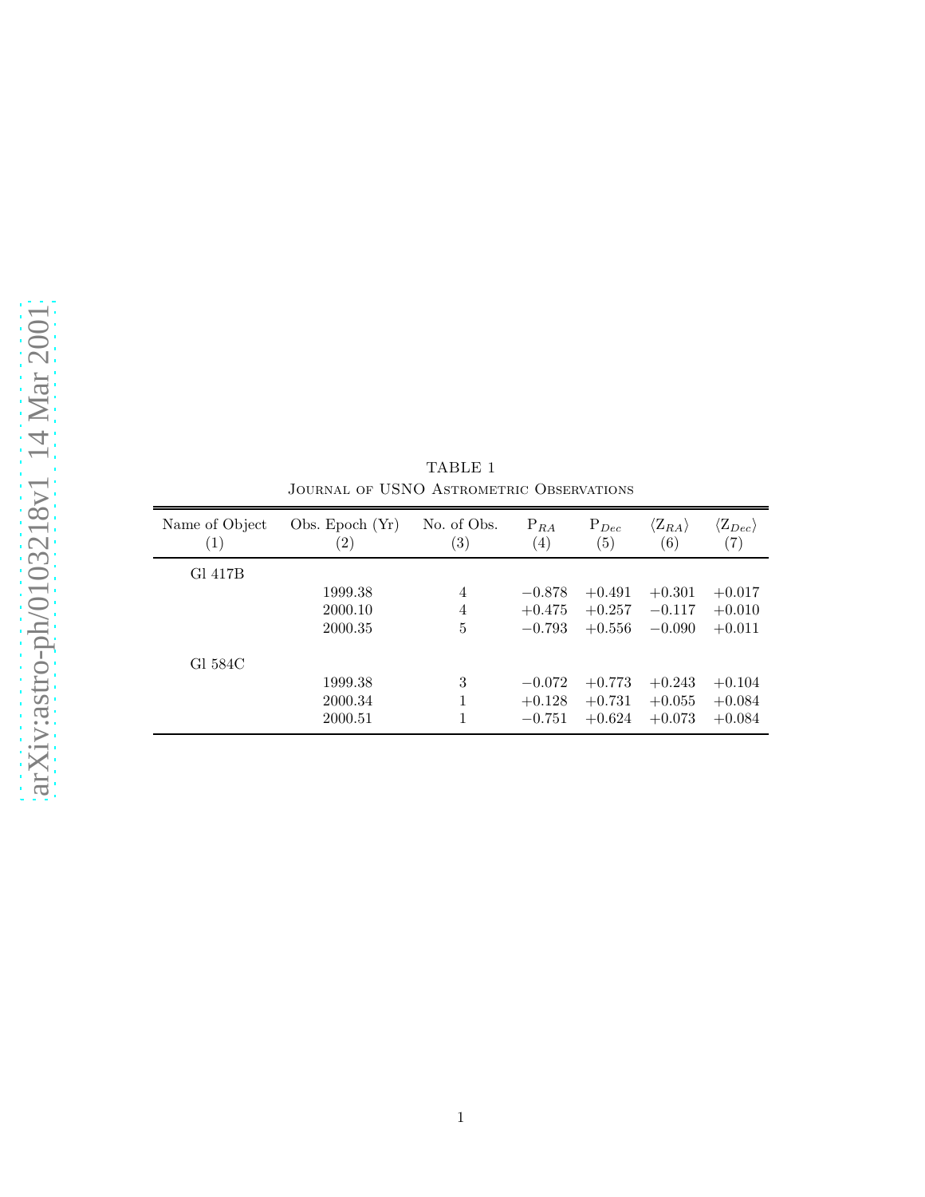TABLE 1

Journal of USNO Astrometric Observations

| Name of Object (1) | Obs. Epoch (Yr) (2) | No. of Obs. (3) | $P_{RA}$ (4) | $P_{Dec}$ (5) | $\langle Z_{RA} \rangle$ (6) | $\langle Z_{Dec} \rangle$ (7) |
|---|---|---|---|---|---|---|
| Gl 417B | | | | | | |
| | 1999.38 | 4 | $-0.878$ | $+0.491$ | $+0.301$ | $+0.017$ |
| | 2000.10 | 4 | $+0.475$ | $+0.257$ | $-0.117$ | $+0.010$ |
| | 2000.35 | 5 | $-0.793$ | $+0.556$ | $-0.090$ | $+0.011$ |
| Gl 584C | | | | | | |
| | 1999.38 | 3 | $-0.072$ | $+0.773$ | $+0.243$ | $+0.104$ |
| | 2000.34 | 1 | $+0.128$ | $+0.731$ | $+0.055$ | $+0.084$ |
| | 2000.51 | 1 | $-0.751$ | $+0.624$ | $+0.073$ | $+0.084$ |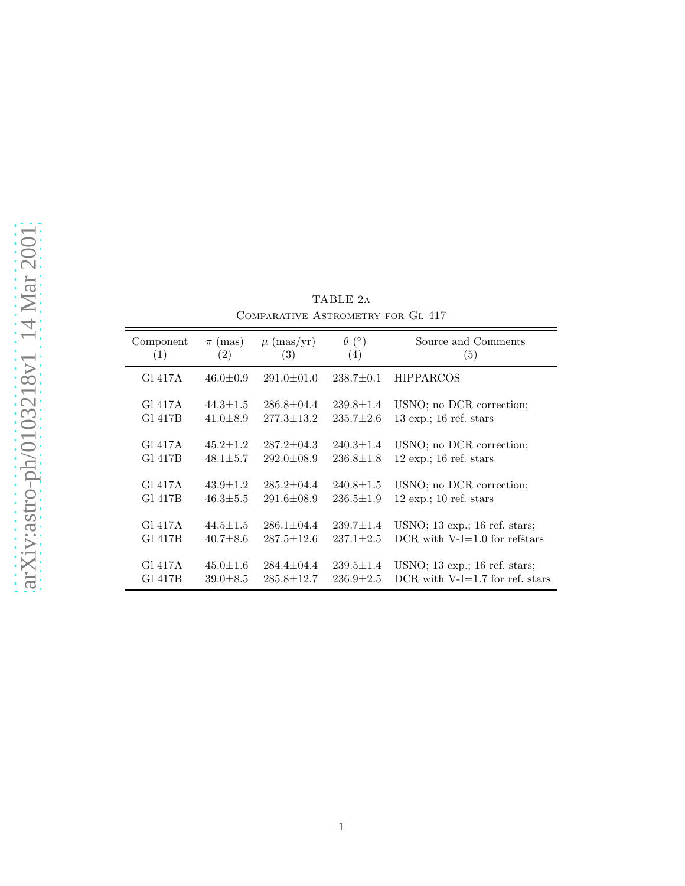TABLE 2a

Comparative Astrometry for Gl 417

| Component (1) | $\pi$ (mas) (2) | $\mu$ (mas/yr) (3) | $\theta$ (°) (4) | Source and Comments (5) |
|---|---|---|---|---|
| Gl 417A | 46.0±0.9 | 291.0±01.0 | 238.7±0.1 | HIPPARCOS |
| Gl 417A | 44.3±1.5 | 286.8±04.4 | 239.8±1.4 | USNO; no DCR correction; |
| Gl 417B | 41.0±8.9 | 277.3±13.2 | 235.7±2.6 | 13 exp.; 16 ref. stars |
| Gl 417A | 45.2±1.2 | 287.2±04.3 | 240.3±1.4 | USNO; no DCR correction; |
| Gl 417B | 48.1±5.7 | 292.0±08.9 | 236.8±1.8 | 12 exp.; 16 ref. stars |
| Gl 417A | 43.9±1.2 | 285.2±04.4 | 240.8±1.5 | USNO; no DCR correction; |
| Gl 417B | 46.3±5.5 | 291.6±08.9 | 236.5±1.9 | 12 exp.; 10 ref. stars |
| Gl 417A | 44.5±1.5 | 286.1±04.4 | 239.7±1.4 | USNO; 13 exp.; 16 ref. stars; |
| Gl 417B | 40.7±8.6 | 287.5±12.6 | 237.1±2.5 | DCR with V-I=1.0 for ref.stars |
| Gl 417A | 45.0±1.6 | 284.4±04.4 | 239.5±1.4 | USNO; 13 exp.; 16 ref. stars; |
| Gl 417B | 39.0±8.5 | 285.8±12.7 | 236.9±2.5 | DCR with V-I=1.7 for ref. stars |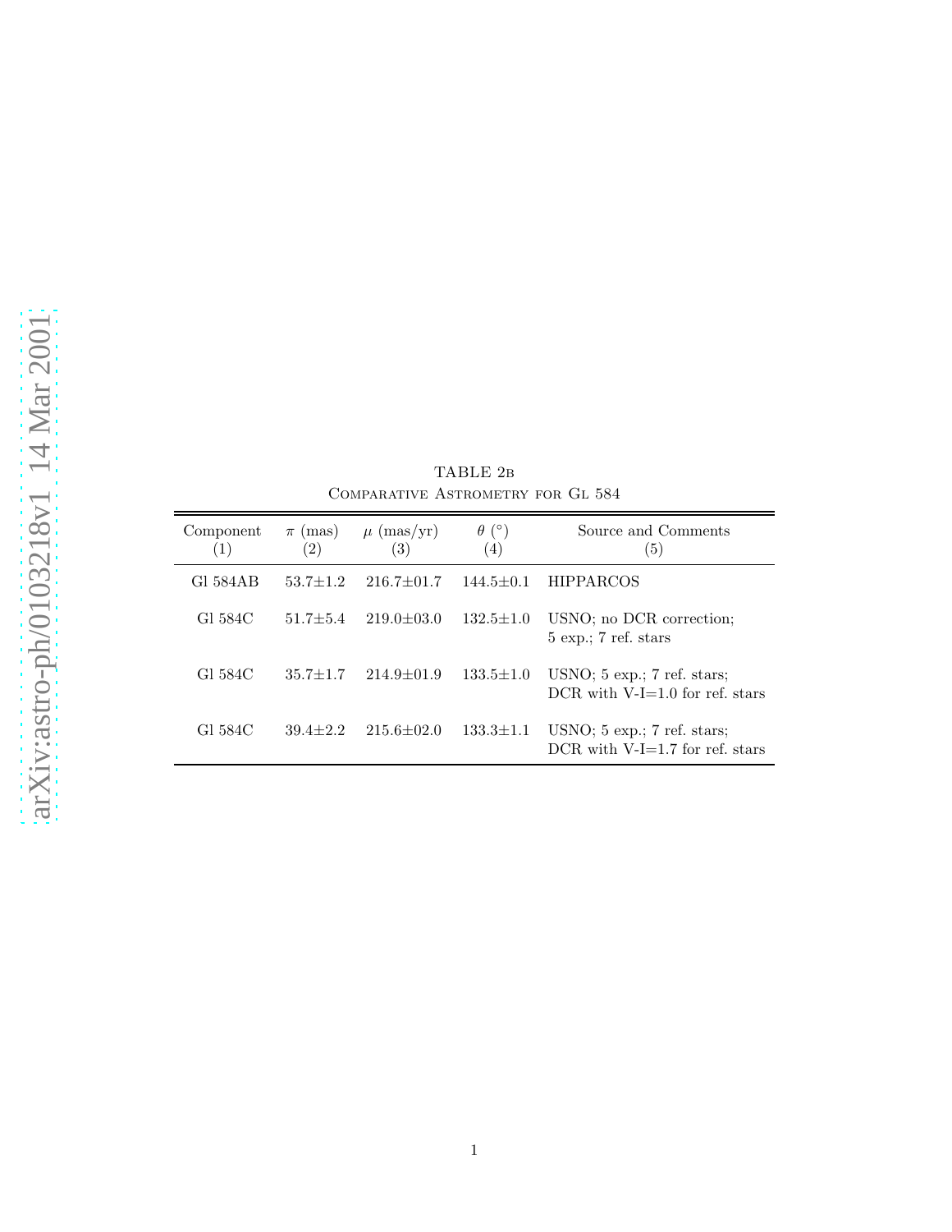TABLE 2b

Comparative Astrometry for Gl 584

| Component (1) | $\pi$ (mas) (2) | $\mu$ (mas/yr) (3) | $\theta$ (°) (4) | Source and Comments (5) |
|---|---|---|---|---|
| Gl 584AB | 53.7±1.2 | 216.7±01.7 | 144.5±0.1 | HIPPARCOS |
| Gl 584C | 51.7±5.4 | 219.0±03.0 | 132.5±1.0 | USNO; no DCR correction; 5 exp.; 7 ref. stars |
| Gl 584C | 35.7±1.7 | 214.9±01.9 | 133.5±1.0 | USNO; 5 exp.; 7 ref. stars; DCR with V-I=1.0 for ref. stars |
| Gl 584C | 39.4±2.2 | 215.6±02.0 | 133.3±1.1 | USNO; 5 exp.; 7 ref. stars; DCR with V-I=1.7 for ref. stars |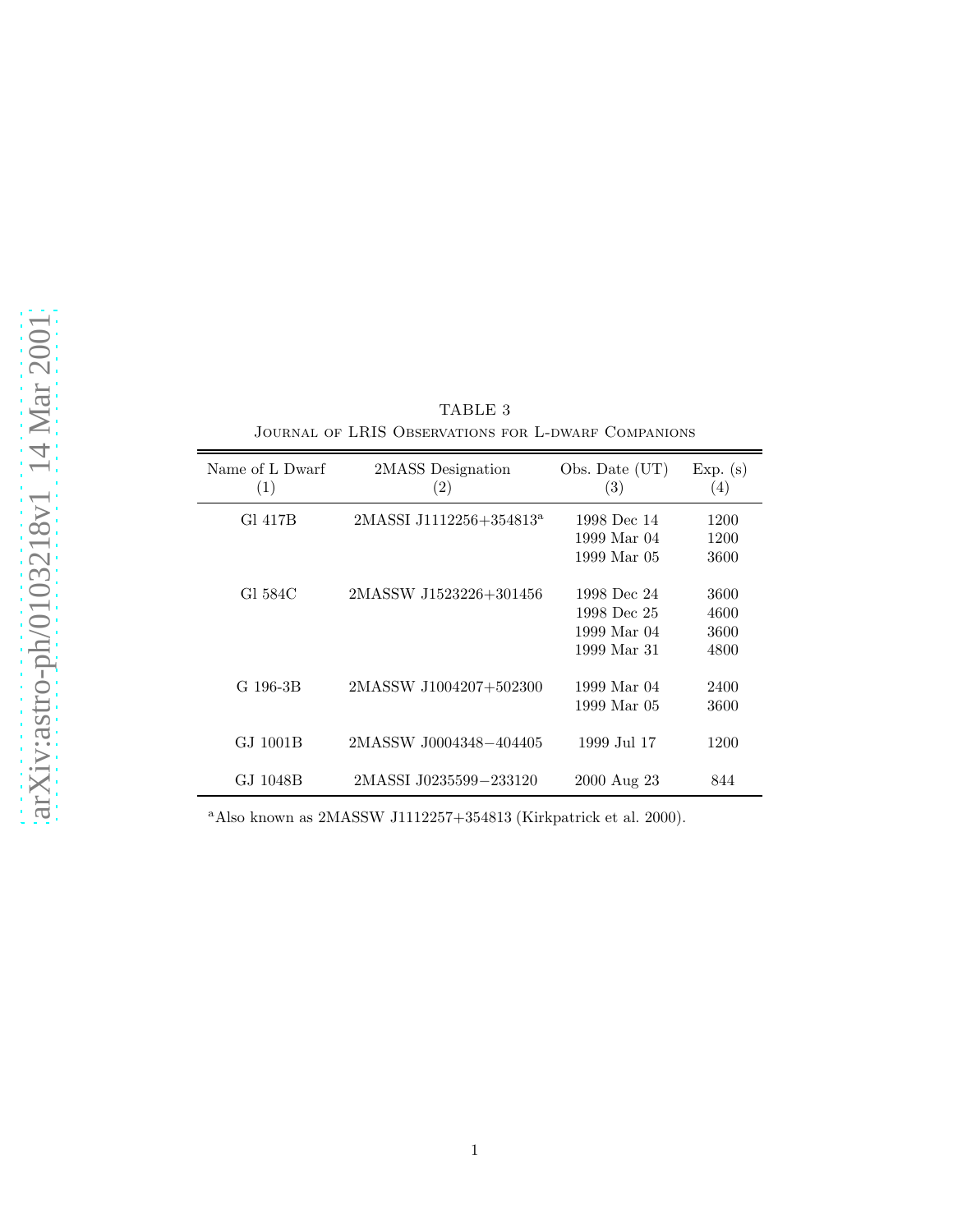TABLE 3

Journal of LRIS Observations for L-dwarf Companions

| Name of L Dwarf (1) | 2MASS Designation (2) | Obs. Date (UT) (3) | Exp. (s) (4) |
|---|---|---|---|
| Gl 417B | 2MASSI J1112256+354813[a] | 1998 Dec 14 | 1200 |
| | | 1999 Mar 04 | 1200 |
| | | 1999 Mar 05 | 3600 |
| Gl 584C | 2MASSW J1523226+301456 | 1998 Dec 24 | 3600 |
| | | 1998 Dec 25 | 4600 |
| | | 1999 Mar 04 | 3600 |
| | | 1999 Mar 31 | 4800 |
| G 196-3B | 2MASSW J1004207+502300 | 1999 Mar 04 | 2400 |
| | | 1999 Mar 05 | 3600 |
| GJ 1001B | 2MASSW J0004348−404405 | 1999 Jul 17 | 1200 |
| GJ 1048B | 2MASSI J0235599−233120 | 2000 Aug 23 | 844 |

[a] Also known as 2MASSW J1112257+354813 (Kirkpatrick et al. 2000).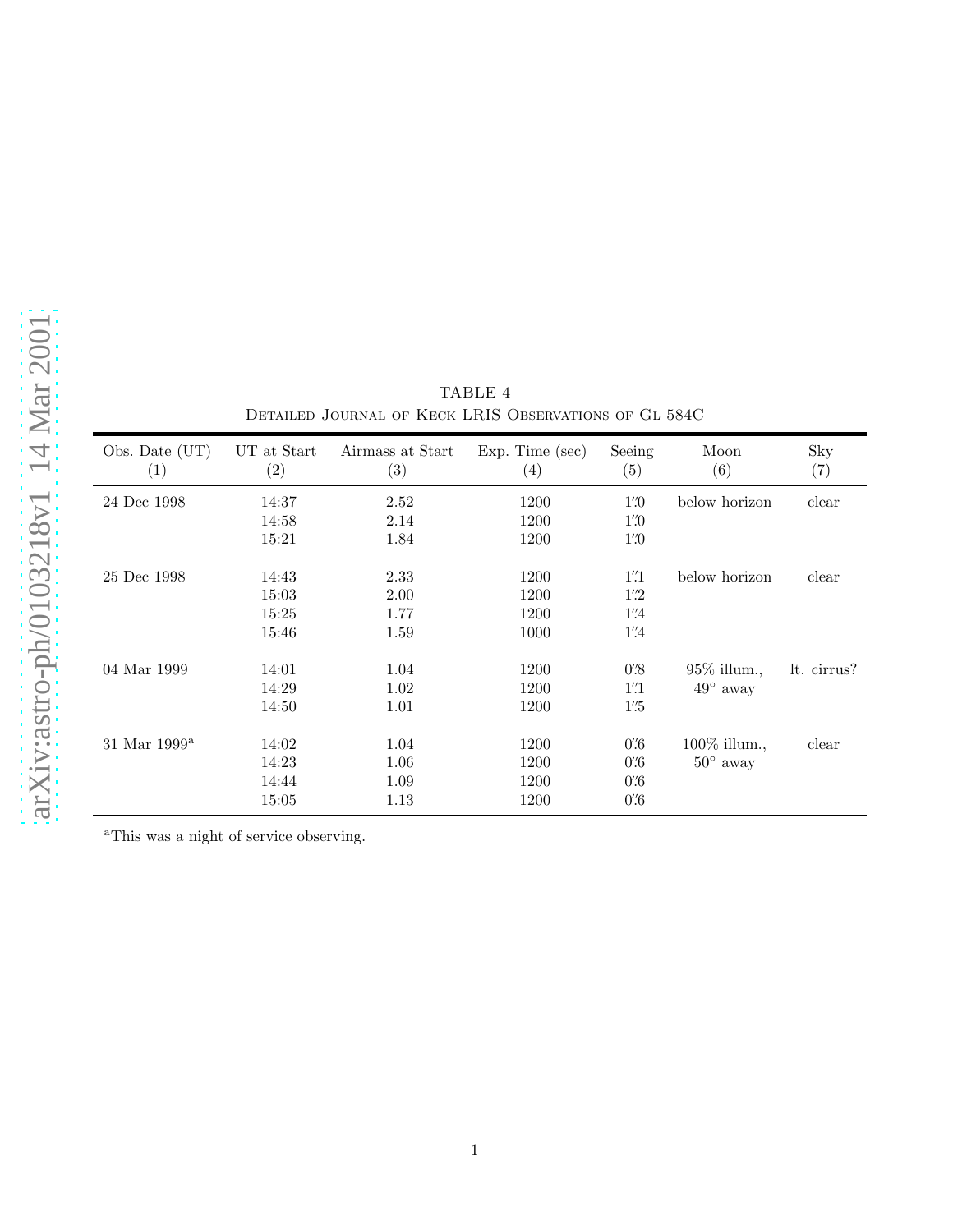TABLE 4

Detailed Journal of Keck LRIS Observations of Gl 584C

| Obs. Date (UT) (1) | UT at Start (2) | Airmass at Start (3) | Exp. Time (sec) (4) | Seeing (5) | Moon (6) | Sky (7) |
|---|---|---|---|---|---|---|
| 24 Dec 1998 | 14:37 | 2.52 | 1200 | 1.″0 | below horizon | clear |
| | 14:58 | 2.14 | 1200 | 1.″0 | | |
| | 15:21 | 1.84 | 1200 | 1.″0 | | |
| 25 Dec 1998 | 14:43 | 2.33 | 1200 | 1.″1 | below horizon | clear |
| | 15:03 | 2.00 | 1200 | 1.″2 | | |
| | 15:25 | 1.77 | 1200 | 1.″4 | | |
| | 15:46 | 1.59 | 1000 | 1.″4 | | |
| 04 Mar 1999 | 14:01 | 1.04 | 1200 | 0.″8 | 95% illum., 49° away | lt. cirrus? |
| | 14:29 | 1.02 | 1200 | 1.″1 | | |
| | 14:50 | 1.01 | 1200 | 1.″5 | | |
| 31 Mar 1999[a] | 14:02 | 1.04 | 1200 | 0.″6 | 100% illum., 50° away | clear |
| | 14:23 | 1.06 | 1200 | 0.″6 | | |
| | 14:44 | 1.09 | 1200 | 0.″6 | | |
| | 15:05 | 1.13 | 1200 | 0.″6 | | |

[a]This was a night of service observing.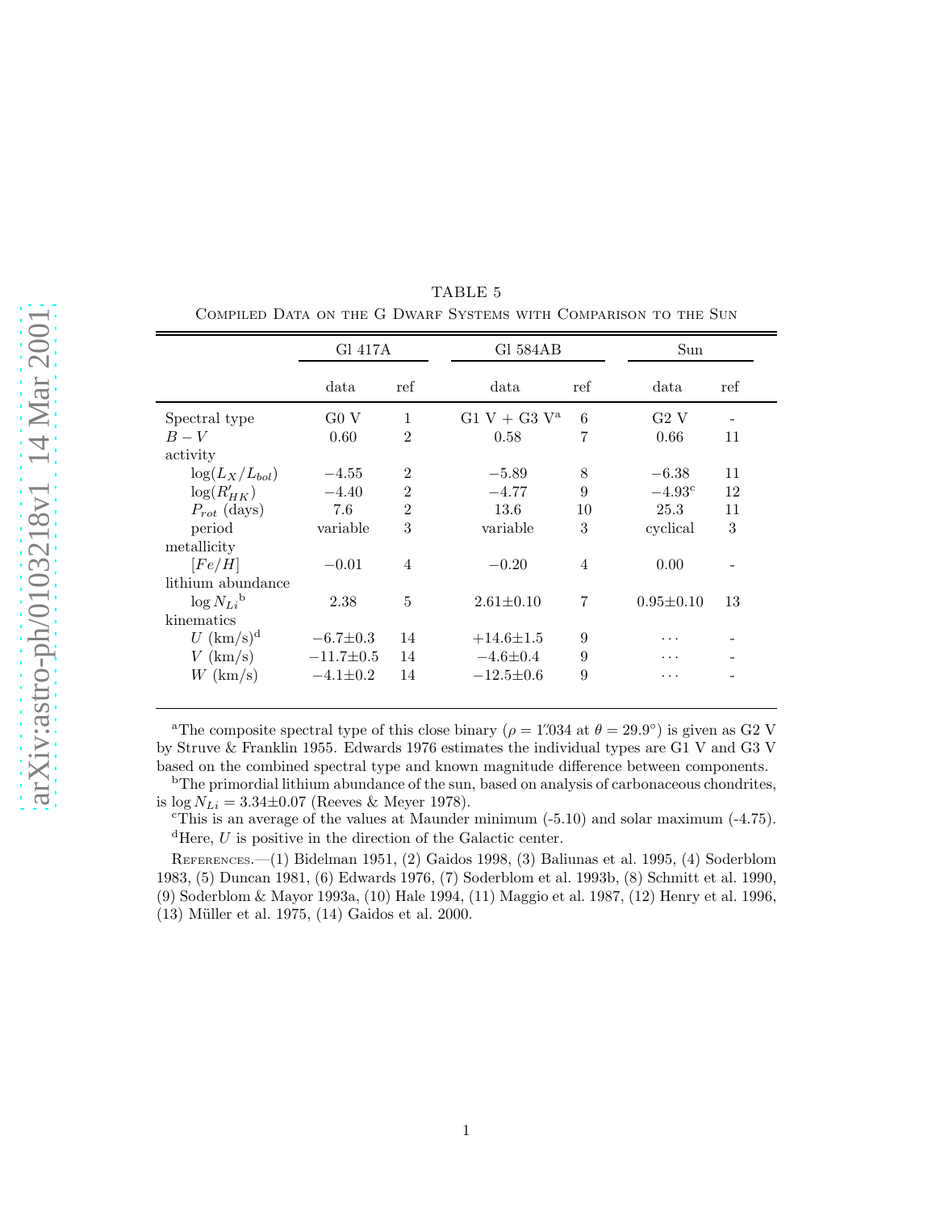TABLE 5

Compiled Data on the G Dwarf Systems with Comparison to the Sun

| | Gl 417A | | Gl 584AB | | Sun | |
|---|---|---|---|---|---|---|
| | data | ref | data | ref | data | ref |
| Spectral type | G0 V | 1 | G1 V + G3 V[a] | 6 | G2 V | - |
| $B-V$ | 0.60 | 2 | 0.58 | 7 | 0.66 | 11 |
| activity | | | | | | |
| $\log(L_X/L_{bol})$ | $-4.55$ | 2 | $-5.89$ | 8 | $-6.38$ | 11 |
| $\log(R'_{HK})$ | $-4.40$ | 2 | $-4.77$ | 9 | $-4.93$[c] | 12 |
| $P_{rot}$ (days) | 7.6 | 2 | 13.6 | 10 | 25.3 | 11 |
| period | variable | 3 | variable | 3 | cyclical | 3 |
| metallicity | | | | | | |
| $[Fe/H]$ | $-0.01$ | 4 | $-0.20$ | 4 | 0.00 | - |
| lithium abundance | | | | | | |
| $\log N_{Li}$[b] | 2.38 | 5 | $2.61\pm0.10$ | 7 | $0.95\pm0.10$ | 13 |
| kinematics | | | | | | |
| $U$ (km/s)[d] | $-6.7\pm0.3$ | 14 | $+14.6\pm1.5$ | 9 | ... | - |
| $V$ (km/s) | $-11.7\pm0.5$ | 14 | $-4.6\pm0.4$ | 9 | ... | - |
| $W$ (km/s) | $-4.1\pm0.2$ | 14 | $-12.5\pm0.6$ | 9 | ... | - |

[a]The composite spectral type of this close binary ($\rho = 1''.034$ at $\theta = 29.9^\circ$) is given as G2 V by Struve & Franklin 1955. Edwards 1976 estimates the individual types are G1 V and G3 V based on the combined spectral type and known magnitude difference between components.

[b]The primordial lithium abundance of the sun, based on analysis of carbonaceous chondrites, is $\log N_{Li} = 3.34\pm0.07$ (Reeves & Meyer 1978).

[c]This is an average of the values at Maunder minimum (-5.10) and solar maximum (-4.75).

[d]Here, $U$ is positive in the direction of the Galactic center.

References.—(1) Bidelman 1951, (2) Gaidos 1998, (3) Baliunas et al. 1995, (4) Soderblom 1983, (5) Duncan 1981, (6) Edwards 1976, (7) Soderblom et al. 1993b, (8) Schmitt et al. 1990, (9) Soderblom & Mayor 1993a, (10) Hale 1994, (11) Maggio et al. 1987, (12) Henry et al. 1996, (13) Müller et al. 1975, (14) Gaidos et al. 2000.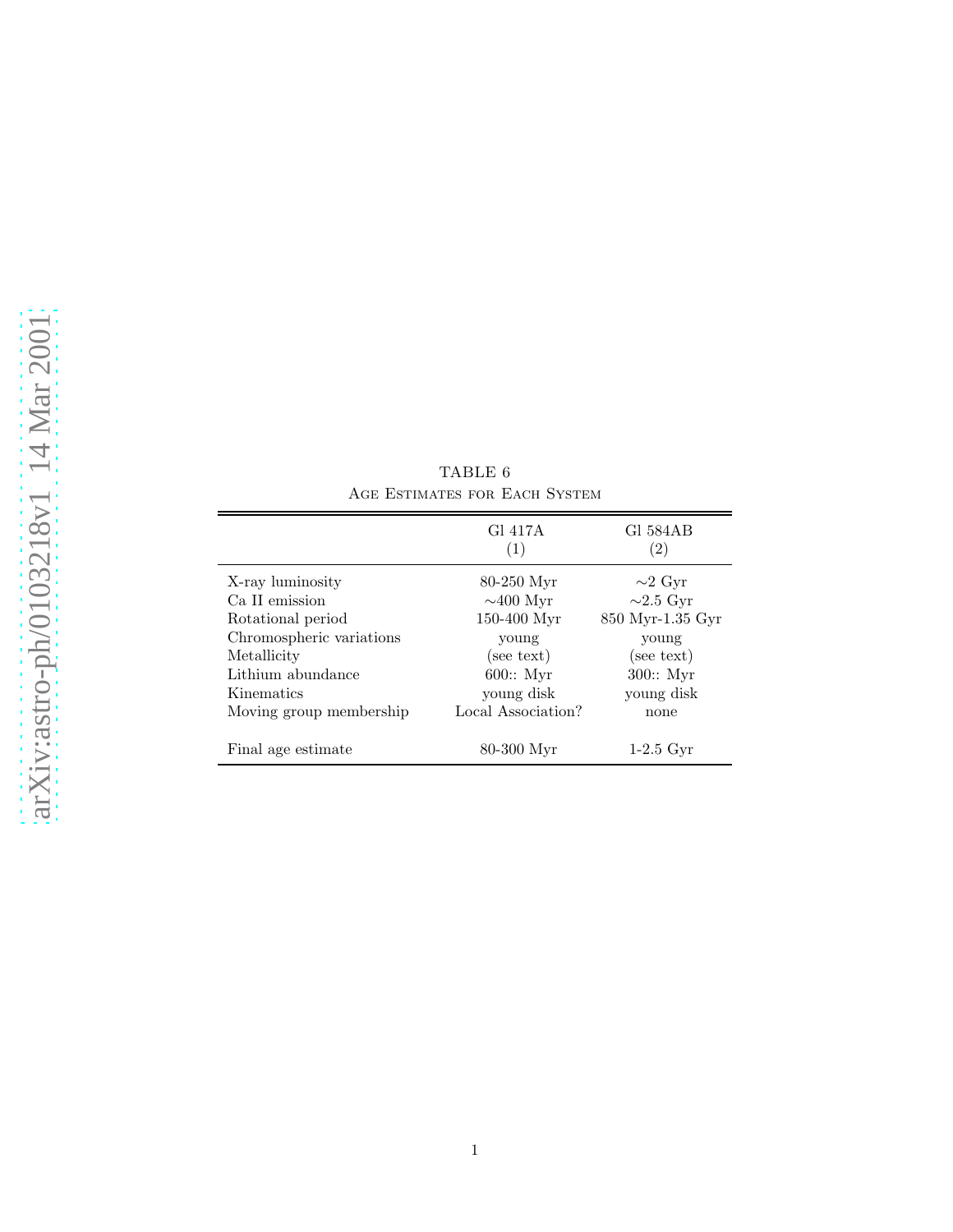TABLE 6

Age Estimates for Each System

| | Gl 417A (1) | Gl 584AB (2) |
|---|---|---|
| X-ray luminosity | 80-250 Myr | ∼2 Gyr |
| Ca II emission | ∼400 Myr | ∼2.5 Gyr |
| Rotational period | 150-400 Myr | 850 Myr-1.35 Gyr |
| Chromospheric variations | young | young |
| Metallicity | (see text) | (see text) |
| Lithium abundance | 600:: Myr | 300:: Myr |
| Kinematics | young disk | young disk |
| Moving group membership | Local Association? | none |
| Final age estimate | 80-300 Myr | 1-2.5 Gyr |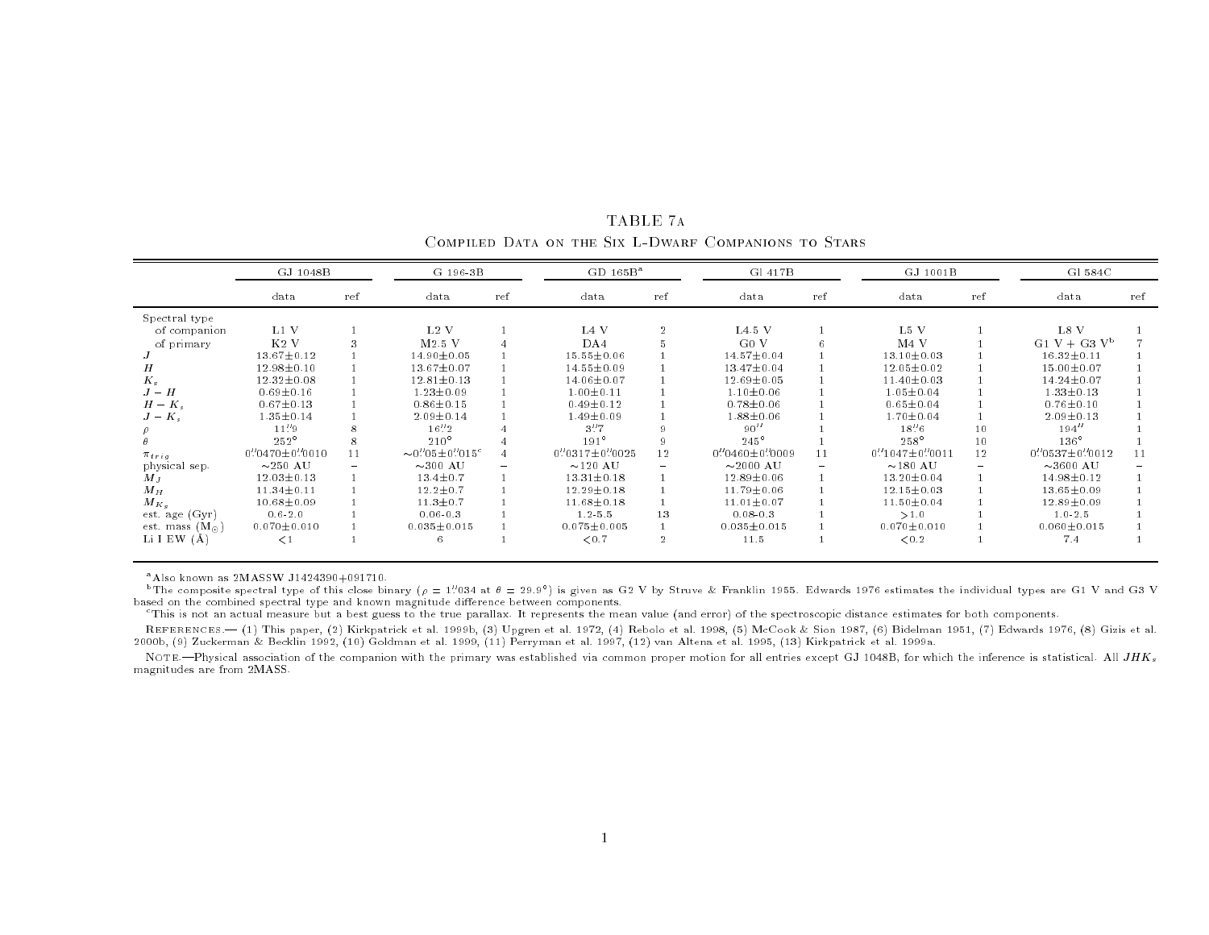# TABLE 7a

## Compiled Data on the Six L-Dwarf Companions to Stars

| | GJ 1048B | | G 196-3B | | GD 165B[a] | | Gl 417B | | GJ 1001B | | Gl 584C | |
|---|---|---|---|---|---|---|---|---|---|---|---|---|
| | data | ref | data | ref | data | ref | data | ref | data | ref | data | ref |
| Spectral type | | | | | | | | | | | | |
| of companion | L1 V | 1 | L2 V | 1 | L4 V | 2 | L4.5 V | 1 | L5 V | 1 | L8 V | 1 |
| of primary | K2 V | 3 | M2.5 V | 4 | DA4 | 5 | G0 V | 6 | M4 V | 1 | G1 V + G3 V[b] | 7 |
| $J$ | 13.67±0.12 | 1 | 14.90±0.05 | 1 | 15.55±0.06 | 1 | 14.57±0.04 | 1 | 13.10±0.03 | 1 | 16.32±0.11 | 1 |
| $H$ | 12.98±0.10 | 1 | 13.67±0.07 | 1 | 14.55±0.09 | 1 | 13.47±0.04 | 1 | 12.05±0.02 | 1 | 15.00±0.07 | 1 |
| $K_s$ | 12.32±0.08 | 1 | 12.81±0.13 | 1 | 14.06±0.07 | 1 | 12.69±0.05 | 1 | 11.40±0.03 | 1 | 14.24±0.07 | 1 |
| $J-H$ | 0.69±0.16 | 1 | 1.23±0.09 | 1 | 1.00±0.11 | 1 | 1.10±0.06 | 1 | 1.05±0.04 | 1 | 1.33±0.13 | 1 |
| $H-K_s$ | 0.67±0.13 | 1 | 0.86±0.15 | 1 | 0.49±0.12 | 1 | 0.78±0.06 | 1 | 0.65±0.04 | 1 | 0.76±0.10 | 1 |
| $J-K_s$ | 1.35±0.14 | 1 | 2.09±0.14 | 1 | 1.49±0.09 | 1 | 1.88±0.06 | 1 | 1.70±0.04 | 1 | 2.09±0.13 | 1 |
| $\rho$ | 11.″9 | 8 | 16.″2 | 4 | 3.″7 | 9 | 90″ | 1 | 18.″6 | 10 | 194″ | 1 |
| $\theta$ | 252° | 8 | 210° | 4 | 191° | 9 | 245° | 1 | 258° | 10 | 136° | 1 |
| $\pi_{trig}$ | 0.″0470±0.″0010 | 11 | ∼0.″05±0.″015[c] | 4 | 0.″0317±0.″0025 | 12 | 0.″0460±0.″0009 | 11 | 0.″1047±0.″0011 | 12 | 0.″0537±0.″0012 | 11 |
| physical sep. | ∼250 AU | – | ∼300 AU | – | ∼120 AU | – | ∼2000 AU | – | ∼180 AU | – | ∼3600 AU | – |
| $M_J$ | 12.03±0.13 | 1 | 13.4±0.7 | 1 | 13.31±0.18 | 1 | 12.89±0.06 | 1 | 13.20±0.04 | 1 | 14.98±0.12 | 1 |
| $M_H$ | 11.34±0.11 | 1 | 12.2±0.7 | 1 | 12.29±0.18 | 1 | 11.79±0.06 | 1 | 12.15±0.03 | 1 | 13.65±0.09 | 1 |
| $M_{K_s}$ | 10.68±0.09 | 1 | 11.3±0.7 | 1 | 11.68±0.18 | 1 | 11.01±0.07 | 1 | 11.50±0.04 | 1 | 12.89±0.09 | 1 |
| est. age (Gyr) | 0.6-2.0 | 1 | 0.06-0.3 | 1 | 1.2-5.5 | 13 | 0.08-0.3 | 1 | >1.0 | 1 | 1.0-2.5 | 1 |
| est. mass ($M_\odot$) | 0.070±0.010 | 1 | 0.035±0.015 | 1 | 0.075±0.005 | 1 | 0.035±0.015 | 1 | 0.070±0.010 | 1 | 0.060±0.015 | 1 |
| Li I EW (Å) | <1 | 1 | 6 | 1 | <0.7 | 2 | 11.5 | 1 | <0.2 | 1 | 7.4 | 1 |

[a]Also known as 2MASSW J1424390+091710.

[b]The composite spectral type of this close binary ($\rho$ = 1.″034 at $\theta$ = 29.9°) is given as G2 V by Struve & Franklin 1955. Edwards 1976 estimates the individual types are G1 V and G3 V based on the combined spectral type and known magnitude difference between components.

[c]This is not an actual measure but a best guess to the true parallax. It represents the mean value (and error) of the spectroscopic distance estimates for both components.

References.— (1) This paper, (2) Kirkpatrick et al. 1999b, (3) Upgren et al. 1972, (4) Rebolo et al. 1998, (5) McCook & Sion 1987, (6) Bidelman 1951, (7) Edwards 1976, (8) Gizis et al. 2000b, (9) Zuckerman & Becklin 1992, (10) Goldman et al. 1999, (11) Perryman et al. 1997, (12) van Altena et al. 1995, (13) Kirkpatrick et al. 1999a.

Note.—Physical association of the companion with the primary was established via common proper motion for all entries except GJ 1048B, for which the inference is statistical. All $JHK_s$ magnitudes are from 2MASS.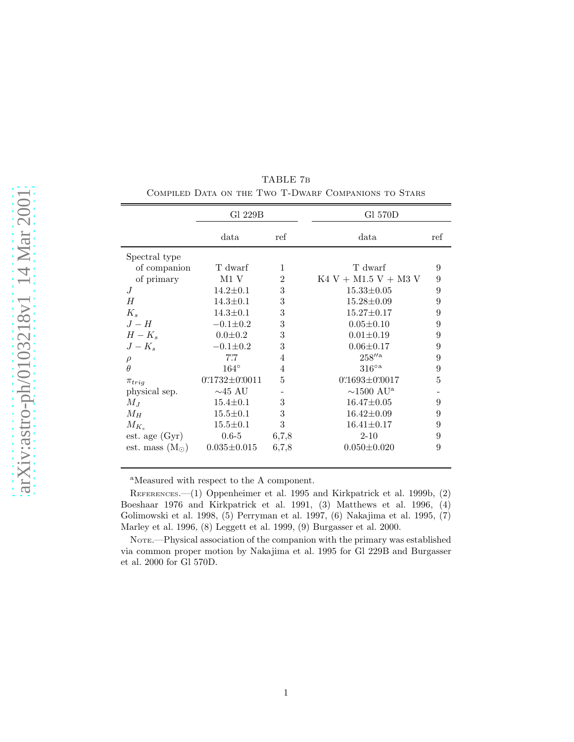TABLE 7b

Compiled Data on the Two T-Dwarf Companions to Stars

| | Gl 229B | | Gl 570D | |
|---|---|---|---|---|
| | data | ref | data | ref |
| Spectral type | | | | |
| of companion | T dwarf | 1 | T dwarf | 9 |
| of primary | M1 V | 2 | K4 V + M1.5 V + M3 V | 9 |
| $J$ | 14.2±0.1 | 3 | 15.33±0.05 | 9 |
| $H$ | 14.3±0.1 | 3 | 15.28±0.09 | 9 |
| $K_s$ | 14.3±0.1 | 3 | 15.27±0.17 | 9 |
| $J-H$ | −0.1±0.2 | 3 | 0.05±0.10 | 9 |
| $H-K_s$ | 0.0±0.2 | 3 | 0.01±0.19 | 9 |
| $J-K_s$ | −0.1±0.2 | 3 | 0.06±0.17 | 9 |
| $\rho$ | 7$''$.7 | 4 | 258$''$[a] | 9 |
| $\theta$ | 164° | 4 | 316°[a] | 9 |
| $\pi_{trig}$ | 0$''$.1732±0$''$.0011 | 5 | 0$''$.1693±0$''$.0017 | 5 |
| physical sep. | ~45 AU | - | ~1500 AU[a] | - |
| $M_J$ | 15.4±0.1 | 3 | 16.47±0.05 | 9 |
| $M_H$ | 15.5±0.1 | 3 | 16.42±0.09 | 9 |
| $M_{K_s}$ | 15.5±0.1 | 3 | 16.41±0.17 | 9 |
| est. age (Gyr) | 0.6-5 | 6,7,8 | 2-10 | 9 |
| est. mass ($M_\odot$) | 0.035±0.015 | 6,7,8 | 0.050±0.020 | 9 |

[a]Measured with respect to the A component.

References.—(1) Oppenheimer et al. 1995 and Kirkpatrick et al. 1999b, (2) Boeshaar 1976 and Kirkpatrick et al. 1991, (3) Matthews et al. 1996, (4) Golimowski et al. 1998, (5) Perryman et al. 1997, (6) Nakajima et al. 1995, (7) Marley et al. 1996, (8) Leggett et al. 1999, (9) Burgasser et al. 2000.

Note.—Physical association of the companion with the primary was established via common proper motion by Nakajima et al. 1995 for Gl 229B and Burgasser et al. 2000 for Gl 570D.